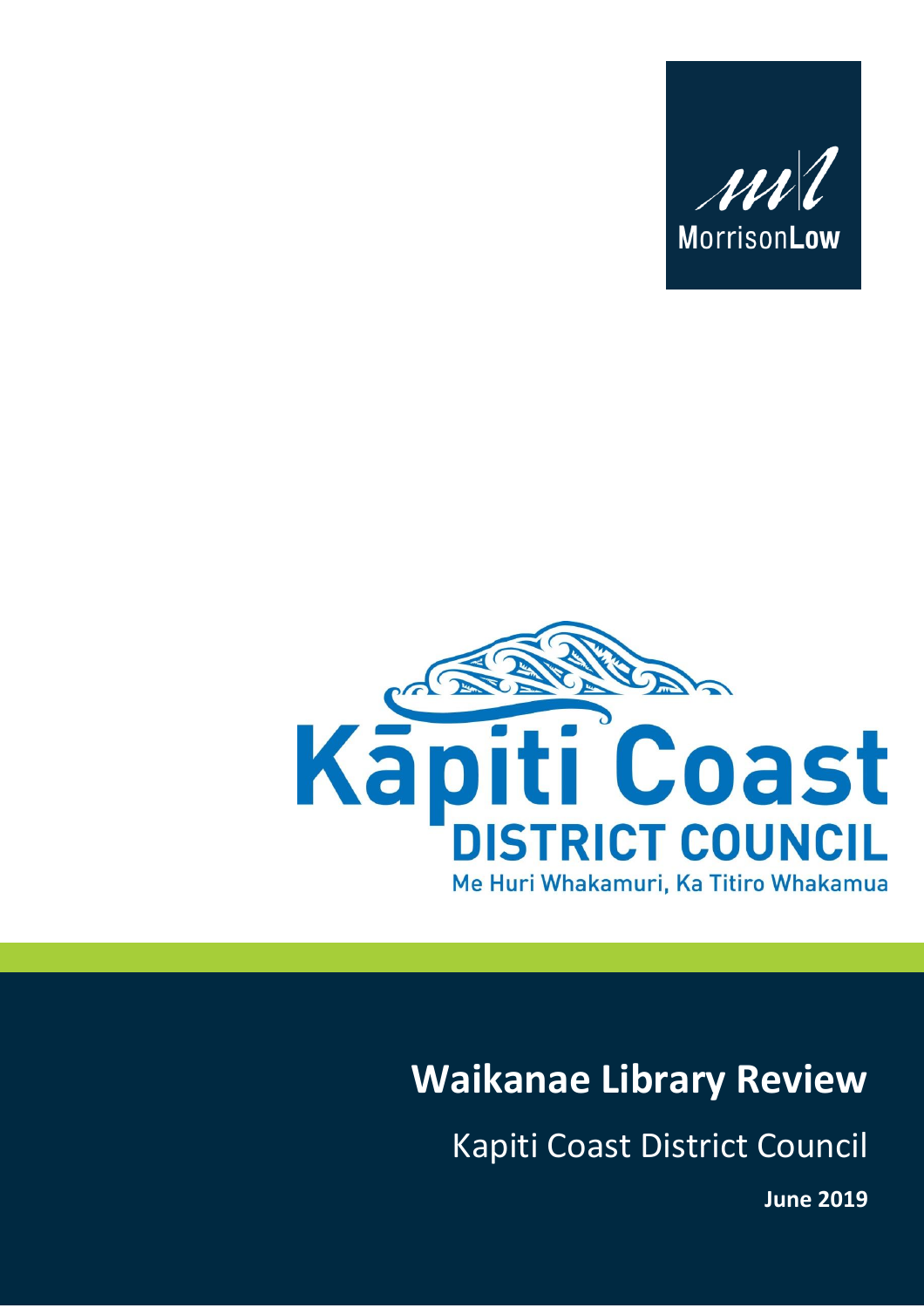MorrisonLow

Kāpiti Coast DISTRICT COUNCIL

Me Huri Whakamuri, Ka Titiro Whakamua

# Waikanae Library Review

Kapiti Coast District Council

**June 2019**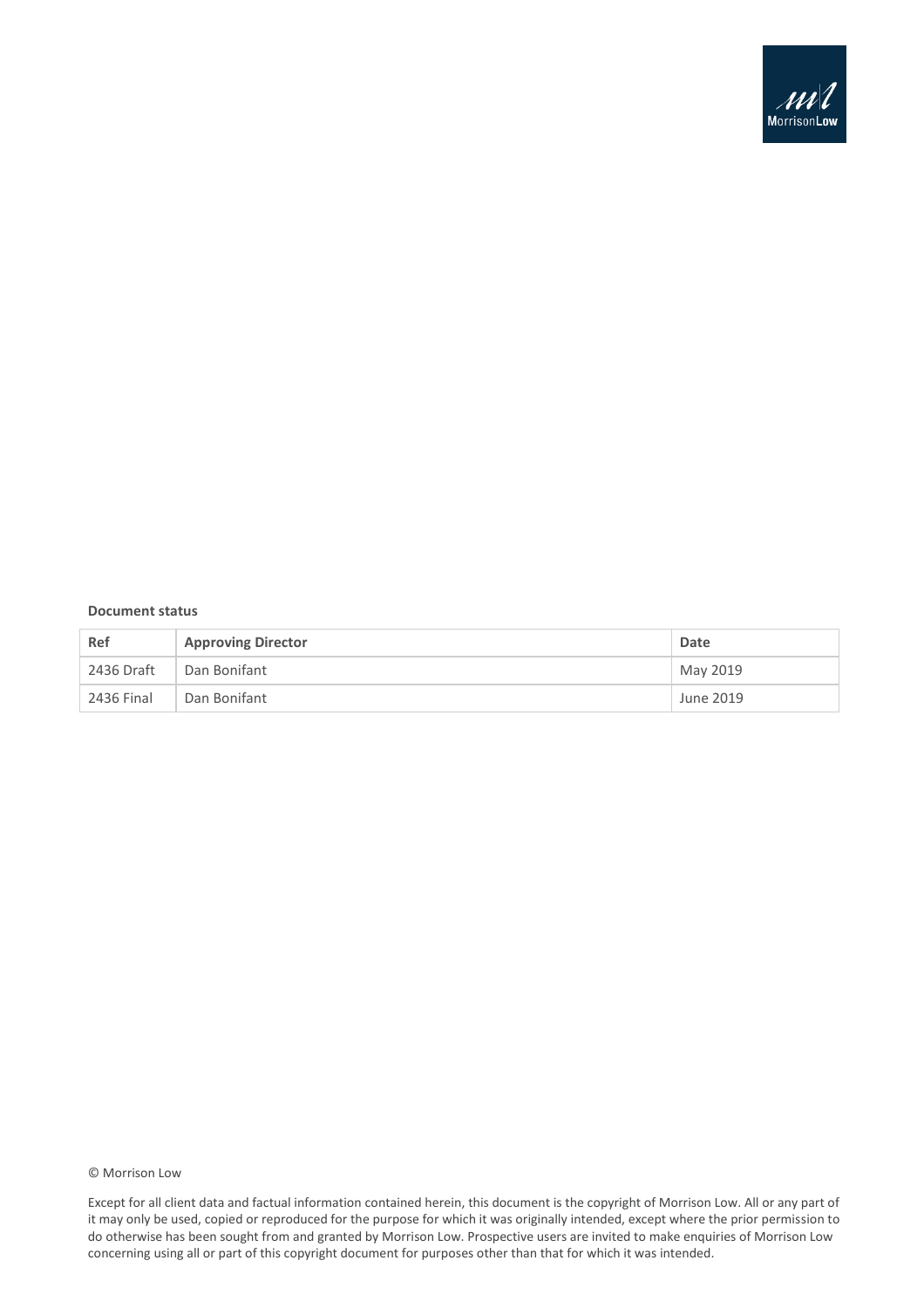**Document status**

| Ref | Approving Director | Date |
| --- | --- | --- |
| 2436 Draft | Dan Bonifant | May 2019 |
| 2436 Final | Dan Bonifant | June 2019 |

© Morrison Low

Except for all client data and factual information contained herein, this document is the copyright of Morrison Low. All or any part of it may only be used, copied or reproduced for the purpose for which it was originally intended, except where the prior permission to do otherwise has been sought from and granted by Morrison Low. Prospective users are invited to make enquiries of Morrison Low concerning using all or part of this copyright document for purposes other than that for which it was intended.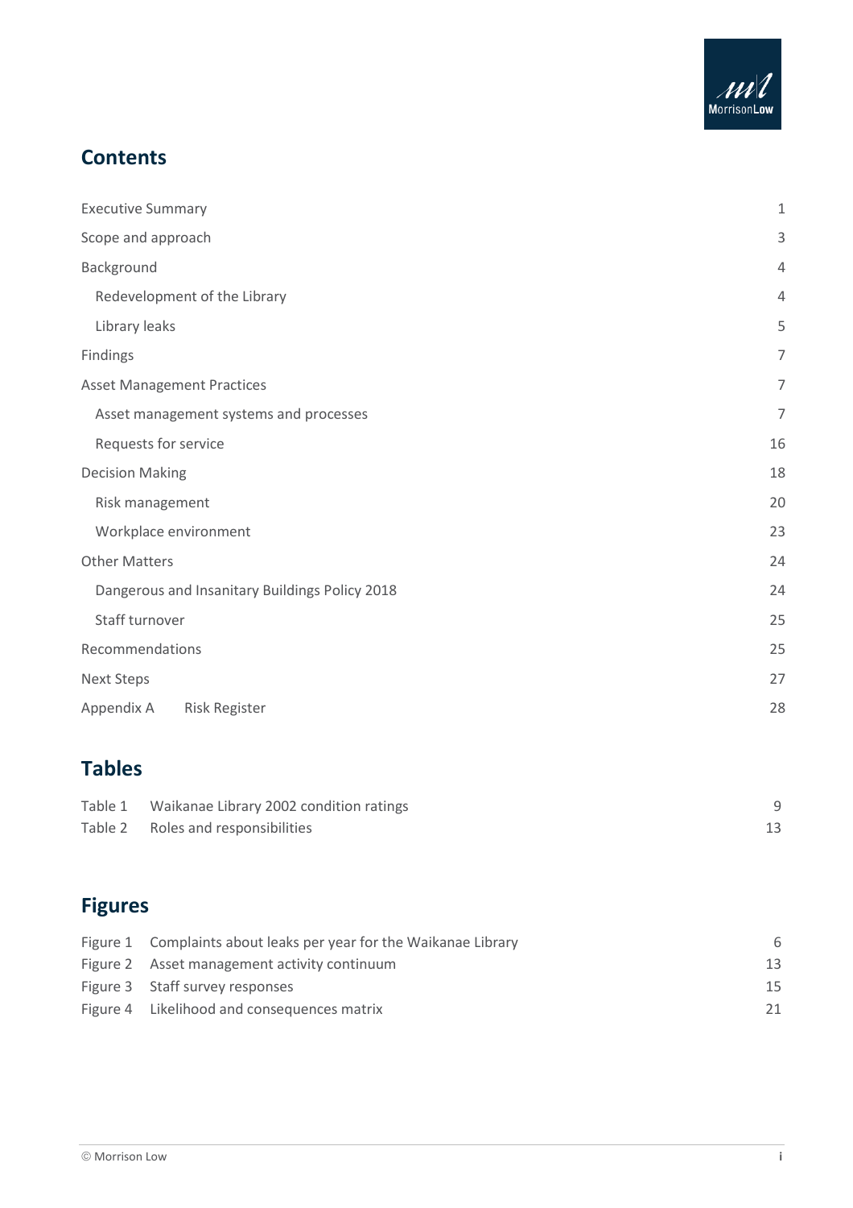## Contents

| | |
|---|---|
| Executive Summary | 1 |
| Scope and approach | 3 |
| Background | 4 |
| Redevelopment of the Library | 4 |
| Library leaks | 5 |
| Findings | 7 |
| Asset Management Practices | 7 |
| Asset management systems and processes | 7 |
| Requests for service | 16 |
| Decision Making | 18 |
| Risk management | 20 |
| Workplace environment | 23 |
| Other Matters | 24 |
| Dangerous and Insanitary Buildings Policy 2018 | 24 |
| Staff turnover | 25 |
| Recommendations | 25 |
| Next Steps | 27 |
| Appendix A Risk Register | 28 |

## Tables

| | | |
|---|---|---|
| Table 1 | Waikanae Library 2002 condition ratings | 9 |
| Table 2 | Roles and responsibilities | 13 |

## Figures

| | | |
|---|---|---|
| Figure 1 | Complaints about leaks per year for the Waikanae Library | 6 |
| Figure 2 | Asset management activity continuum | 13 |
| Figure 3 | Staff survey responses | 15 |
| Figure 4 | Likelihood and consequences matrix | 21 |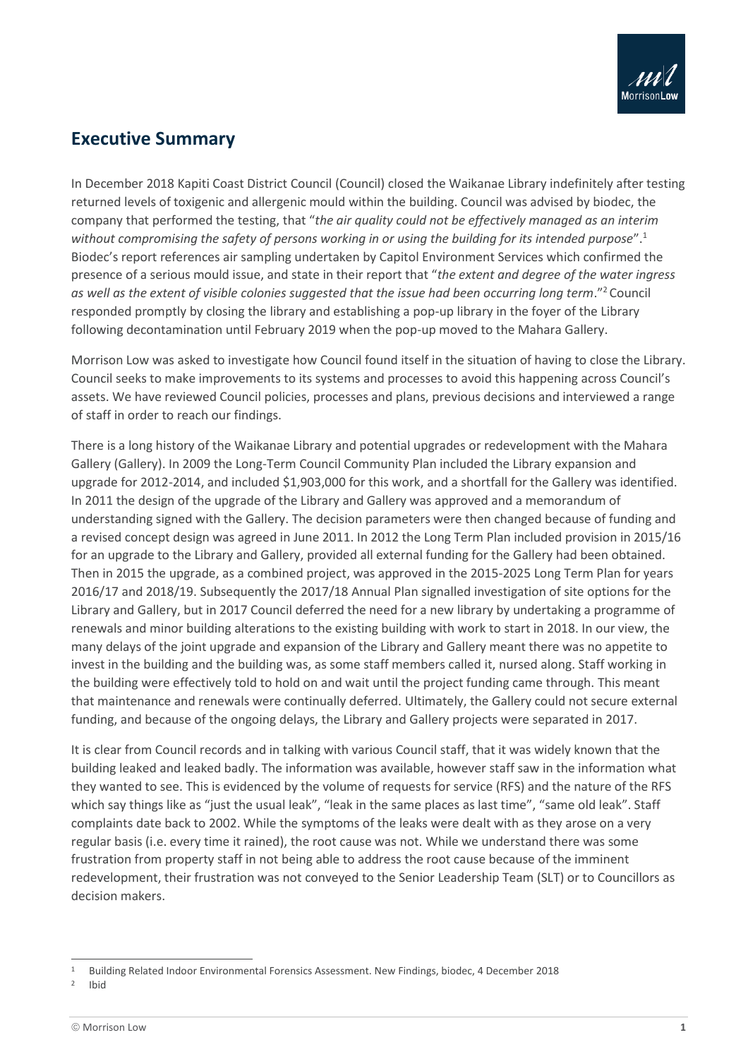## Executive Summary

In December 2018 Kapiti Coast District Council (Council) closed the Waikanae Library indefinitely after testing returned levels of toxigenic and allergenic mould within the building. Council was advised by biodec, the company that performed the testing, that "*the air quality could not be effectively managed as an interim without compromising the safety of persons working in or using the building for its intended purpose*".[1] Biodec's report references air sampling undertaken by Capitol Environment Services which confirmed the presence of a serious mould issue, and state in their report that "*the extent and degree of the water ingress as well as the extent of visible colonies suggested that the issue had been occurring long term*."[2] Council responded promptly by closing the library and establishing a pop-up library in the foyer of the Library following decontamination until February 2019 when the pop-up moved to the Mahara Gallery.

Morrison Low was asked to investigate how Council found itself in the situation of having to close the Library. Council seeks to make improvements to its systems and processes to avoid this happening across Council's assets. We have reviewed Council policies, processes and plans, previous decisions and interviewed a range of staff in order to reach our findings.

There is a long history of the Waikanae Library and potential upgrades or redevelopment with the Mahara Gallery (Gallery). In 2009 the Long-Term Council Community Plan included the Library expansion and upgrade for 2012-2014, and included $1,903,000 for this work, and a shortfall for the Gallery was identified. In 2011 the design of the upgrade of the Library and Gallery was approved and a memorandum of understanding signed with the Gallery. The decision parameters were then changed because of funding and a revised concept design was agreed in June 2011. In 2012 the Long Term Plan included provision in 2015/16 for an upgrade to the Library and Gallery, provided all external funding for the Gallery had been obtained. Then in 2015 the upgrade, as a combined project, was approved in the 2015-2025 Long Term Plan for years 2016/17 and 2018/19. Subsequently the 2017/18 Annual Plan signalled investigation of site options for the Library and Gallery, but in 2017 Council deferred the need for a new library by undertaking a programme of renewals and minor building alterations to the existing building with work to start in 2018. In our view, the many delays of the joint upgrade and expansion of the Library and Gallery meant there was no appetite to invest in the building and the building was, as some staff members called it, nursed along. Staff working in the building were effectively told to hold on and wait until the project funding came through. This meant that maintenance and renewals were continually deferred. Ultimately, the Gallery could not secure external funding, and because of the ongoing delays, the Library and Gallery projects were separated in 2017.

It is clear from Council records and in talking with various Council staff, that it was widely known that the building leaked and leaked badly. The information was available, however staff saw in the information what they wanted to see. This is evidenced by the volume of requests for service (RFS) and the nature of the RFS which say things like as "just the usual leak", "leak in the same places as last time", "same old leak". Staff complaints date back to 2002. While the symptoms of the leaks were dealt with as they arose on a very regular basis (i.e. every time it rained), the root cause was not. While we understand there was some frustration from property staff in not being able to address the root cause because of the imminent redevelopment, their frustration was not conveyed to the Senior Leadership Team (SLT) or to Councillors as decision makers.

---

[1] Building Related Indoor Environmental Forensics Assessment. New Findings, biodec, 4 December 2018

[2] Ibid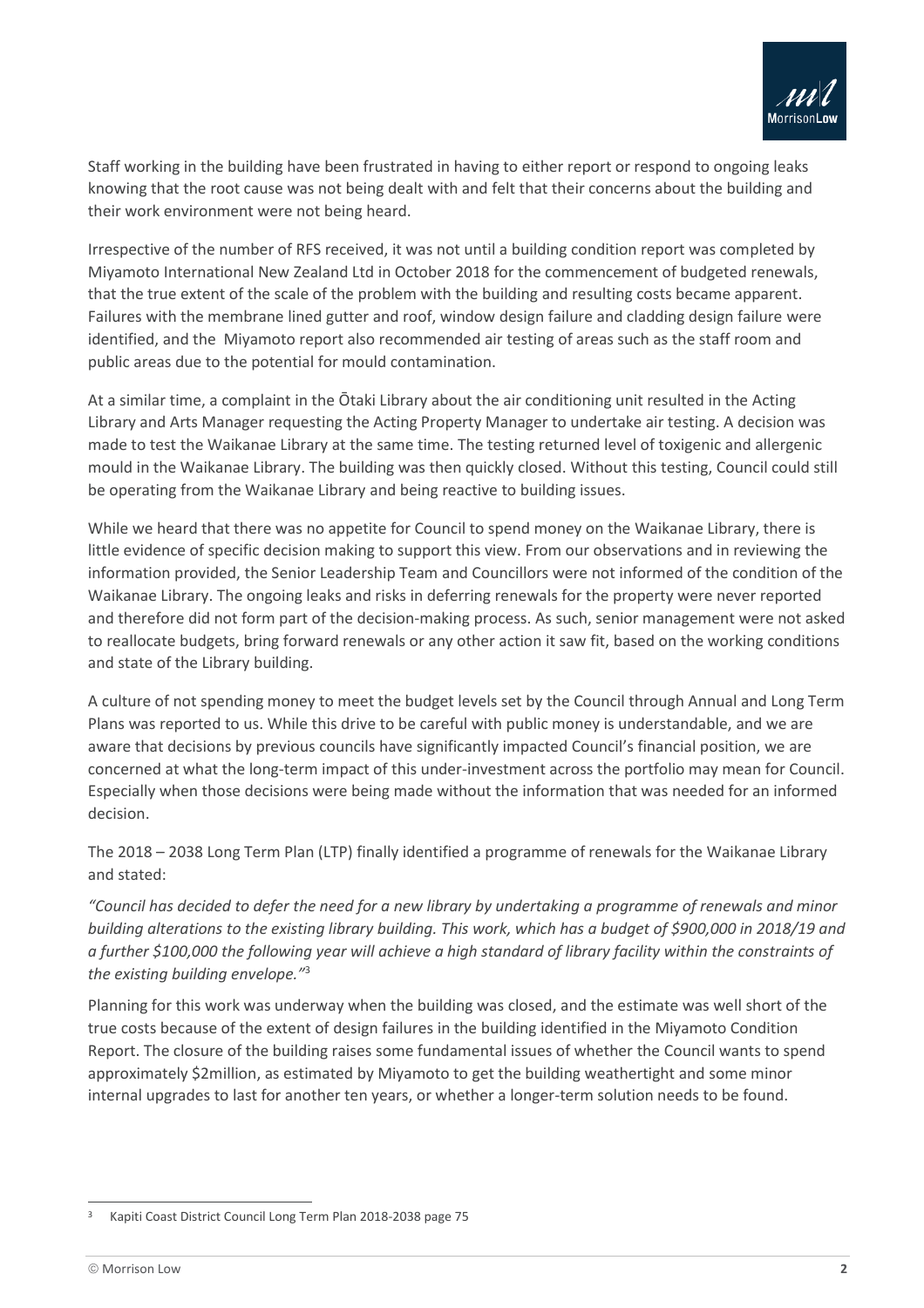Staff working in the building have been frustrated in having to either report or respond to ongoing leaks knowing that the root cause was not being dealt with and felt that their concerns about the building and their work environment were not being heard.

Irrespective of the number of RFS received, it was not until a building condition report was completed by Miyamoto International New Zealand Ltd in October 2018 for the commencement of budgeted renewals, that the true extent of the scale of the problem with the building and resulting costs became apparent. Failures with the membrane lined gutter and roof, window design failure and cladding design failure were identified, and the Miyamoto report also recommended air testing of areas such as the staff room and public areas due to the potential for mould contamination.

At a similar time, a complaint in the Ōtaki Library about the air conditioning unit resulted in the Acting Library and Arts Manager requesting the Acting Property Manager to undertake air testing. A decision was made to test the Waikanae Library at the same time. The testing returned level of toxigenic and allergenic mould in the Waikanae Library. The building was then quickly closed. Without this testing, Council could still be operating from the Waikanae Library and being reactive to building issues.

While we heard that there was no appetite for Council to spend money on the Waikanae Library, there is little evidence of specific decision making to support this view. From our observations and in reviewing the information provided, the Senior Leadership Team and Councillors were not informed of the condition of the Waikanae Library. The ongoing leaks and risks in deferring renewals for the property were never reported and therefore did not form part of the decision-making process. As such, senior management were not asked to reallocate budgets, bring forward renewals or any other action it saw fit, based on the working conditions and state of the Library building.

A culture of not spending money to meet the budget levels set by the Council through Annual and Long Term Plans was reported to us. While this drive to be careful with public money is understandable, and we are aware that decisions by previous councils have significantly impacted Council's financial position, we are concerned at what the long-term impact of this under-investment across the portfolio may mean for Council. Especially when those decisions were being made without the information that was needed for an informed decision.

The 2018 – 2038 Long Term Plan (LTP) finally identified a programme of renewals for the Waikanae Library and stated:

*"Council has decided to defer the need for a new library by undertaking a programme of renewals and minor building alterations to the existing library building. This work, which has a budget of $900,000 in 2018/19 and a further $100,000 the following year will achieve a high standard of library facility within the constraints of the existing building envelope."*[3]

Planning for this work was underway when the building was closed, and the estimate was well short of the true costs because of the extent of design failures in the building identified in the Miyamoto Condition Report. The closure of the building raises some fundamental issues of whether the Council wants to spend approximately $2million, as estimated by Miyamoto to get the building weathertight and some minor internal upgrades to last for another ten years, or whether a longer-term solution needs to be found.

[3] Kapiti Coast District Council Long Term Plan 2018-2038 page 75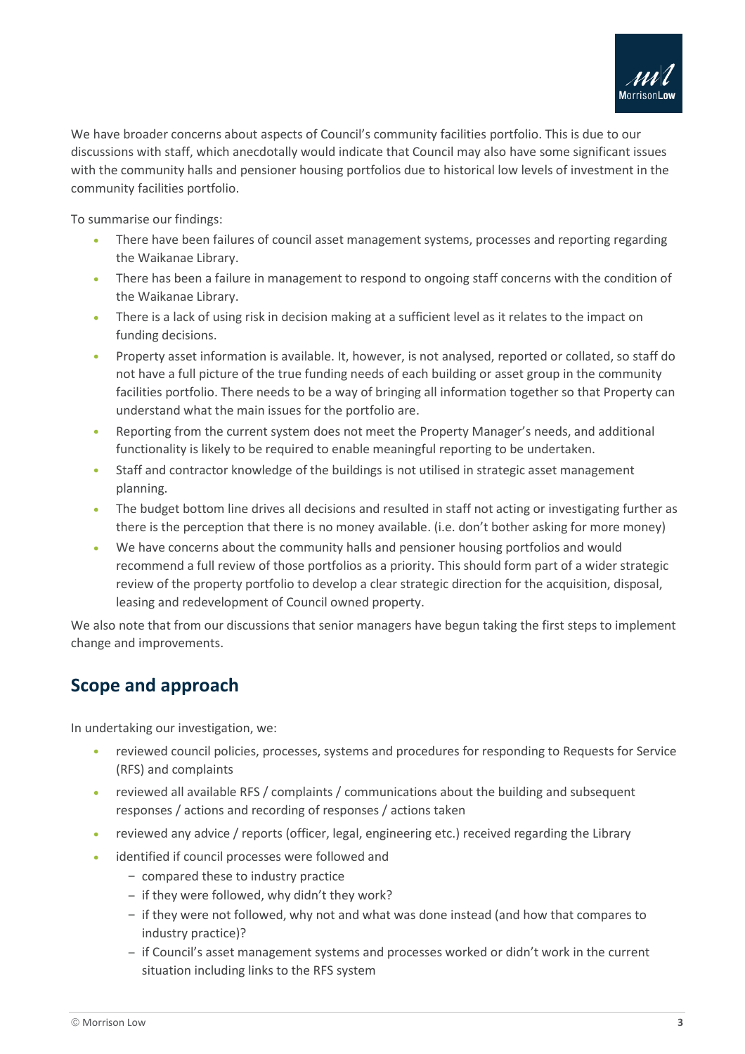We have broader concerns about aspects of Council's community facilities portfolio. This is due to our discussions with staff, which anecdotally would indicate that Council may also have some significant issues with the community halls and pensioner housing portfolios due to historical low levels of investment in the community facilities portfolio.

To summarise our findings:

- There have been failures of council asset management systems, processes and reporting regarding the Waikanae Library.
- There has been a failure in management to respond to ongoing staff concerns with the condition of the Waikanae Library.
- There is a lack of using risk in decision making at a sufficient level as it relates to the impact on funding decisions.
- Property asset information is available. It, however, is not analysed, reported or collated, so staff do not have a full picture of the true funding needs of each building or asset group in the community facilities portfolio. There needs to be a way of bringing all information together so that Property can understand what the main issues for the portfolio are.
- Reporting from the current system does not meet the Property Manager's needs, and additional functionality is likely to be required to enable meaningful reporting to be undertaken.
- Staff and contractor knowledge of the buildings is not utilised in strategic asset management planning.
- The budget bottom line drives all decisions and resulted in staff not acting or investigating further as there is the perception that there is no money available. (i.e. don't bother asking for more money)
- We have concerns about the community halls and pensioner housing portfolios and would recommend a full review of those portfolios as a priority. This should form part of a wider strategic review of the property portfolio to develop a clear strategic direction for the acquisition, disposal, leasing and redevelopment of Council owned property.

We also note that from our discussions that senior managers have begun taking the first steps to implement change and improvements.

## Scope and approach

In undertaking our investigation, we:

- reviewed council policies, processes, systems and procedures for responding to Requests for Service (RFS) and complaints
- reviewed all available RFS / complaints / communications about the building and subsequent responses / actions and recording of responses / actions taken
- reviewed any advice / reports (officer, legal, engineering etc.) received regarding the Library
- identified if council processes were followed and
  - compared these to industry practice
  - if they were followed, why didn't they work?
  - if they were not followed, why not and what was done instead (and how that compares to industry practice)?
  - if Council's asset management systems and processes worked or didn't work in the current situation including links to the RFS system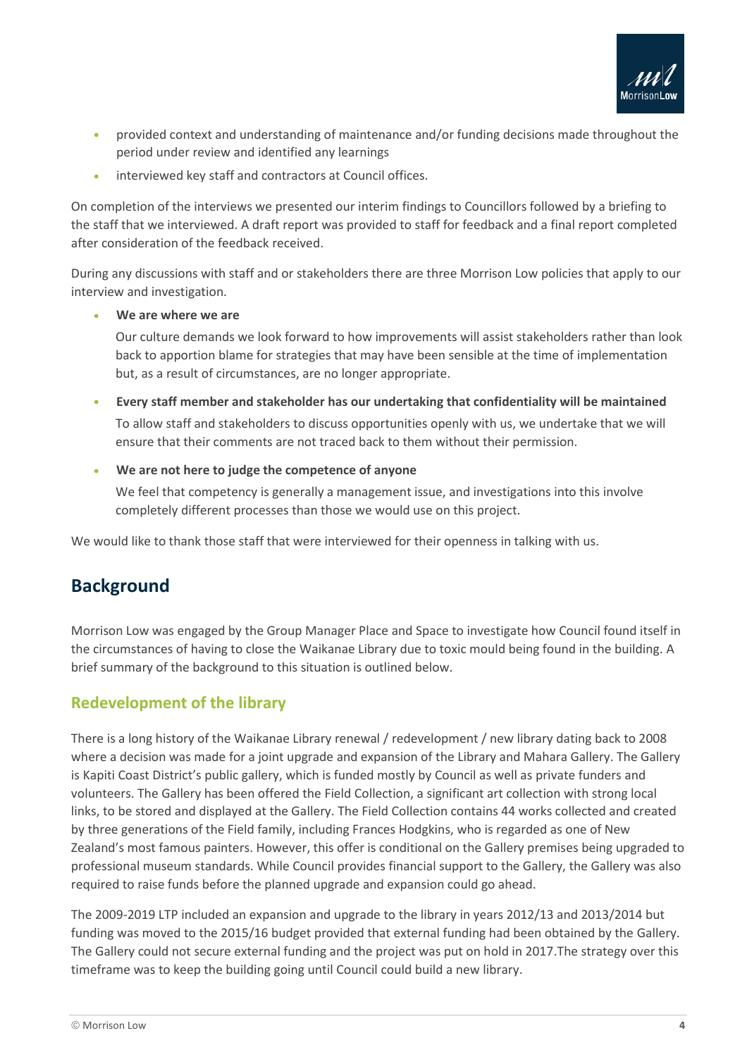- provided context and understanding of maintenance and/or funding decisions made throughout the period under review and identified any learnings
- interviewed key staff and contractors at Council offices.

On completion of the interviews we presented our interim findings to Councillors followed by a briefing to the staff that we interviewed. A draft report was provided to staff for feedback and a final report completed after consideration of the feedback received.

During any discussions with staff and or stakeholders there are three Morrison Low policies that apply to our interview and investigation.

- **We are where we are**

  Our culture demands we look forward to how improvements will assist stakeholders rather than look back to apportion blame for strategies that may have been sensible at the time of implementation but, as a result of circumstances, are no longer appropriate.

- **Every staff member and stakeholder has our undertaking that confidentiality will be maintained**

  To allow staff and stakeholders to discuss opportunities openly with us, we undertake that we will ensure that their comments are not traced back to them without their permission.

- **We are not here to judge the competence of anyone**

  We feel that competency is generally a management issue, and investigations into this involve completely different processes than those we would use on this project.

We would like to thank those staff that were interviewed for their openness in talking with us.

## Background

Morrison Low was engaged by the Group Manager Place and Space to investigate how Council found itself in the circumstances of having to close the Waikanae Library due to toxic mould being found in the building. A brief summary of the background to this situation is outlined below.

### Redevelopment of the library

There is a long history of the Waikanae Library renewal / redevelopment / new library dating back to 2008 where a decision was made for a joint upgrade and expansion of the Library and Mahara Gallery. The Gallery is Kapiti Coast District's public gallery, which is funded mostly by Council as well as private funders and volunteers. The Gallery has been offered the Field Collection, a significant art collection with strong local links, to be stored and displayed at the Gallery. The Field Collection contains 44 works collected and created by three generations of the Field family, including Frances Hodgkins, who is regarded as one of New Zealand's most famous painters. However, this offer is conditional on the Gallery premises being upgraded to professional museum standards. While Council provides financial support to the Gallery, the Gallery was also required to raise funds before the planned upgrade and expansion could go ahead.

The 2009-2019 LTP included an expansion and upgrade to the library in years 2012/13 and 2013/2014 but funding was moved to the 2015/16 budget provided that external funding had been obtained by the Gallery. The Gallery could not secure external funding and the project was put on hold in 2017.The strategy over this timeframe was to keep the building going until Council could build a new library.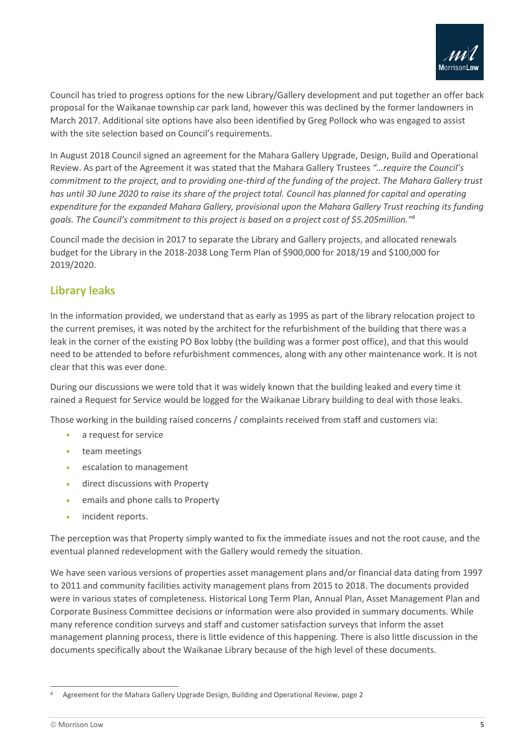Council has tried to progress options for the new Library/Gallery development and put together an offer back proposal for the Waikanae township car park land, however this was declined by the former landowners in March 2017. Additional site options have also been identified by Greg Pollock who was engaged to assist with the site selection based on Council's requirements.

In August 2018 Council signed an agreement for the Mahara Gallery Upgrade, Design, Build and Operational Review. As part of the Agreement it was stated that the Mahara Gallery Trustees *"…require the Council's commitment to the project, and to providing one-third of the funding of the project. The Mahara Gallery trust has until 30 June 2020 to raise its share of the project total. Council has planned for capital and operating expenditure for the expanded Mahara Gallery, provisional upon the Mahara Gallery Trust reaching its funding goals. The Council's commitment to this project is based on a project cost of $5.205million."*[4]

Council made the decision in 2017 to separate the Library and Gallery projects, and allocated renewals budget for the Library in the 2018-2038 Long Term Plan of $900,000 for 2018/19 and $100,000 for 2019/2020.

## Library leaks

In the information provided, we understand that as early as 1995 as part of the library relocation project to the current premises, it was noted by the architect for the refurbishment of the building that there was a leak in the corner of the existing PO Box lobby (the building was a former post office), and that this would need to be attended to before refurbishment commences, along with any other maintenance work. It is not clear that this was ever done.

During our discussions we were told that it was widely known that the building leaked and every time it rained a Request for Service would be logged for the Waikanae Library building to deal with those leaks.

Those working in the building raised concerns / complaints received from staff and customers via:

- a request for service
- team meetings
- escalation to management
- direct discussions with Property
- emails and phone calls to Property
- incident reports.

The perception was that Property simply wanted to fix the immediate issues and not the root cause, and the eventual planned redevelopment with the Gallery would remedy the situation.

We have seen various versions of properties asset management plans and/or financial data dating from 1997 to 2011 and community facilities activity management plans from 2015 to 2018. The documents provided were in various states of completeness. Historical Long Term Plan, Annual Plan, Asset Management Plan and Corporate Business Committee decisions or information were also provided in summary documents. While many reference condition surveys and staff and customer satisfaction surveys that inform the asset management planning process, there is little evidence of this happening. There is also little discussion in the documents specifically about the Waikanae Library because of the high level of these documents.

---

[4] Agreement for the Mahara Gallery Upgrade Design, Building and Operational Review, page 2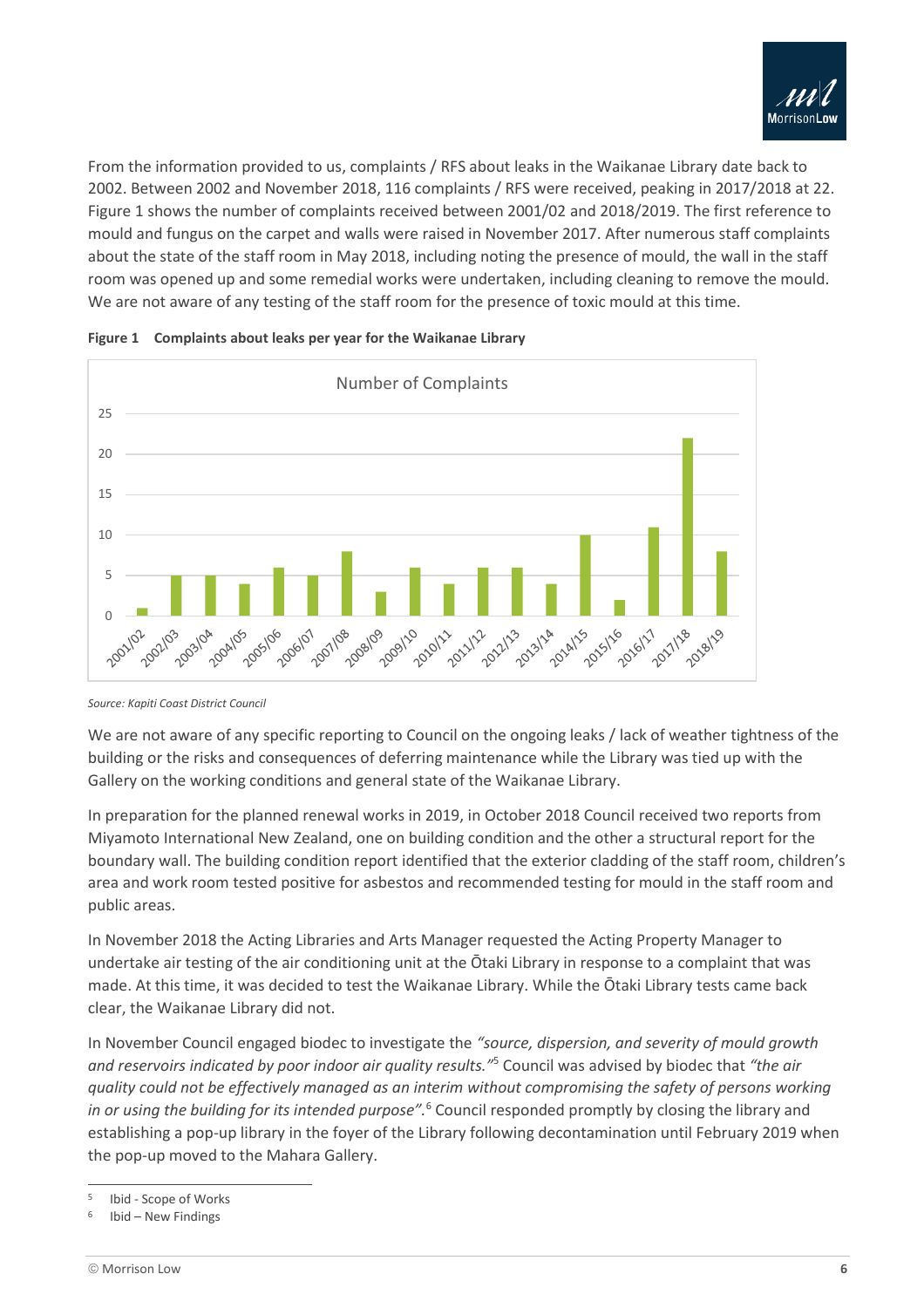From the information provided to us, complaints / RFS about leaks in the Waikanae Library date back to 2002. Between 2002 and November 2018, 116 complaints / RFS were received, peaking in 2017/2018 at 22. Figure 1 shows the number of complaints received between 2001/02 and 2018/2019. The first reference to mould and fungus on the carpet and walls were raised in November 2017. After numerous staff complaints about the state of the staff room in May 2018, including noting the presence of mould, the wall in the staff room was opened up and some remedial works were undertaken, including cleaning to remove the mould. We are not aware of any testing of the staff room for the presence of toxic mould at this time.

**Figure 1 Complaints about leaks per year for the Waikanae Library**

| Year | Number of Complaints |
|---|---|
| 2001/02 | 1 |
| 2002/03 | 5 |
| 2003/04 | 5 |
| 2004/05 | 4 |
| 2005/06 | 6 |
| 2006/07 | 5 |
| 2007/08 | 8 |
| 2008/09 | 3 |
| 2009/10 | 6 |
| 2010/11 | 4 |
| 2011/12 | 6 |
| 2012/13 | 6 |
| 2013/14 | 4 |
| 2014/15 | 10 |
| 2015/16 | 2 |
| 2016/17 | 11 |
| 2017/18 | 22 |
| 2018/19 | 8 |

*Source: Kapiti Coast District Council*

We are not aware of any specific reporting to Council on the ongoing leaks / lack of weather tightness of the building or the risks and consequences of deferring maintenance while the Library was tied up with the Gallery on the working conditions and general state of the Waikanae Library.

In preparation for the planned renewal works in 2019, in October 2018 Council received two reports from Miyamoto International New Zealand, one on building condition and the other a structural report for the boundary wall. The building condition report identified that the exterior cladding of the staff room, children's area and work room tested positive for asbestos and recommended testing for mould in the staff room and public areas.

In November 2018 the Acting Libraries and Arts Manager requested the Acting Property Manager to undertake air testing of the air conditioning unit at the Ōtaki Library in response to a complaint that was made. At this time, it was decided to test the Waikanae Library. While the Ōtaki Library tests came back clear, the Waikanae Library did not.

In November Council engaged biodec to investigate the *"source, dispersion, and severity of mould growth and reservoirs indicated by poor indoor air quality results."*[5] Council was advised by biodec that *"the air quality could not be effectively managed as an interim without compromising the safety of persons working in or using the building for its intended purpose"*.[6] Council responded promptly by closing the library and establishing a pop-up library in the foyer of the Library following decontamination until February 2019 when the pop-up moved to the Mahara Gallery.

[5] Ibid - Scope of Works

[6] Ibid – New Findings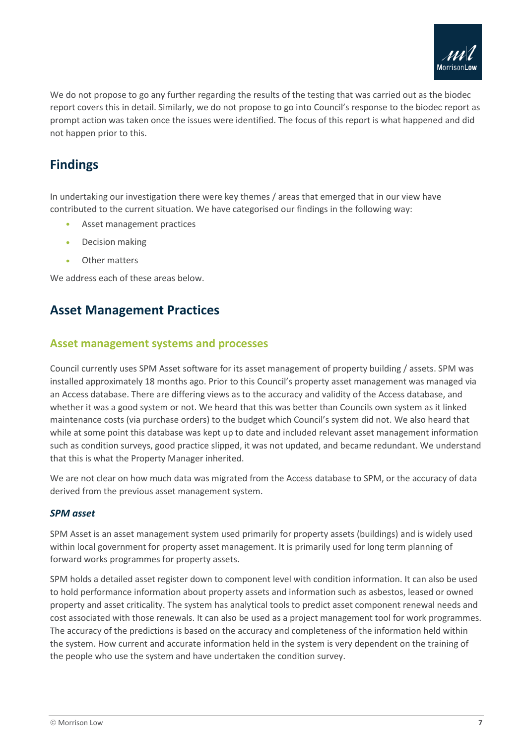We do not propose to go any further regarding the results of the testing that was carried out as the biodec report covers this in detail. Similarly, we do not propose to go into Council's response to the biodec report as prompt action was taken once the issues were identified. The focus of this report is what happened and did not happen prior to this.

# Findings

In undertaking our investigation there were key themes / areas that emerged that in our view have contributed to the current situation. We have categorised our findings in the following way:

- Asset management practices
- Decision making
- Other matters

We address each of these areas below.

# Asset Management Practices

## Asset management systems and processes

Council currently uses SPM Asset software for its asset management of property building / assets. SPM was installed approximately 18 months ago. Prior to this Council's property asset management was managed via an Access database. There are differing views as to the accuracy and validity of the Access database, and whether it was a good system or not. We heard that this was better than Councils own system as it linked maintenance costs (via purchase orders) to the budget which Council's system did not. We also heard that while at some point this database was kept up to date and included relevant asset management information such as condition surveys, good practice slipped, it was not updated, and became redundant. We understand that this is what the Property Manager inherited.

We are not clear on how much data was migrated from the Access database to SPM, or the accuracy of data derived from the previous asset management system.

### *SPM asset*

SPM Asset is an asset management system used primarily for property assets (buildings) and is widely used within local government for property asset management. It is primarily used for long term planning of forward works programmes for property assets.

SPM holds a detailed asset register down to component level with condition information. It can also be used to hold performance information about property assets and information such as asbestos, leased or owned property and asset criticality. The system has analytical tools to predict asset component renewal needs and cost associated with those renewals. It can also be used as a project management tool for work programmes. The accuracy of the predictions is based on the accuracy and completeness of the information held within the system. How current and accurate information held in the system is very dependent on the training of the people who use the system and have undertaken the condition survey.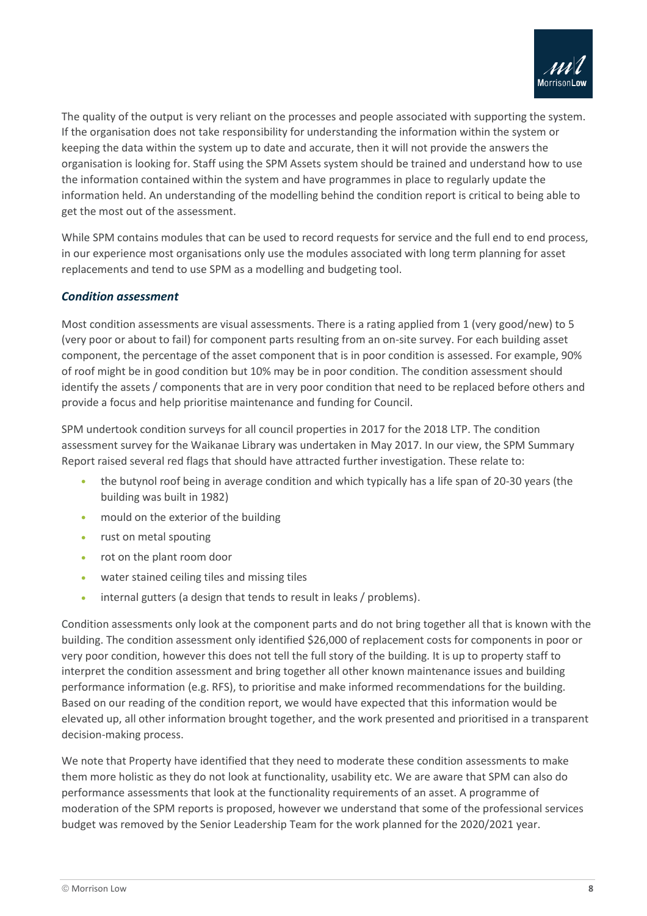The quality of the output is very reliant on the processes and people associated with supporting the system. If the organisation does not take responsibility for understanding the information within the system or keeping the data within the system up to date and accurate, then it will not provide the answers the organisation is looking for. Staff using the SPM Assets system should be trained and understand how to use the information contained within the system and have programmes in place to regularly update the information held. An understanding of the modelling behind the condition report is critical to being able to get the most out of the assessment.

While SPM contains modules that can be used to record requests for service and the full end to end process, in our experience most organisations only use the modules associated with long term planning for asset replacements and tend to use SPM as a modelling and budgeting tool.

### *Condition assessment*

Most condition assessments are visual assessments. There is a rating applied from 1 (very good/new) to 5 (very poor or about to fail) for component parts resulting from an on-site survey. For each building asset component, the percentage of the asset component that is in poor condition is assessed. For example, 90% of roof might be in good condition but 10% may be in poor condition. The condition assessment should identify the assets / components that are in very poor condition that need to be replaced before others and provide a focus and help prioritise maintenance and funding for Council.

SPM undertook condition surveys for all council properties in 2017 for the 2018 LTP. The condition assessment survey for the Waikanae Library was undertaken in May 2017. In our view, the SPM Summary Report raised several red flags that should have attracted further investigation. These relate to:

- the butynol roof being in average condition and which typically has a life span of 20-30 years (the building was built in 1982)
- mould on the exterior of the building
- rust on metal spouting
- rot on the plant room door
- water stained ceiling tiles and missing tiles
- internal gutters (a design that tends to result in leaks / problems).

Condition assessments only look at the component parts and do not bring together all that is known with the building. The condition assessment only identified $26,000 of replacement costs for components in poor or very poor condition, however this does not tell the full story of the building. It is up to property staff to interpret the condition assessment and bring together all other known maintenance issues and building performance information (e.g. RFS), to prioritise and make informed recommendations for the building. Based on our reading of the condition report, we would have expected that this information would be elevated up, all other information brought together, and the work presented and prioritised in a transparent decision-making process.

We note that Property have identified that they need to moderate these condition assessments to make them more holistic as they do not look at functionality, usability etc. We are aware that SPM can also do performance assessments that look at the functionality requirements of an asset. A programme of moderation of the SPM reports is proposed, however we understand that some of the professional services budget was removed by the Senior Leadership Team for the work planned for the 2020/2021 year.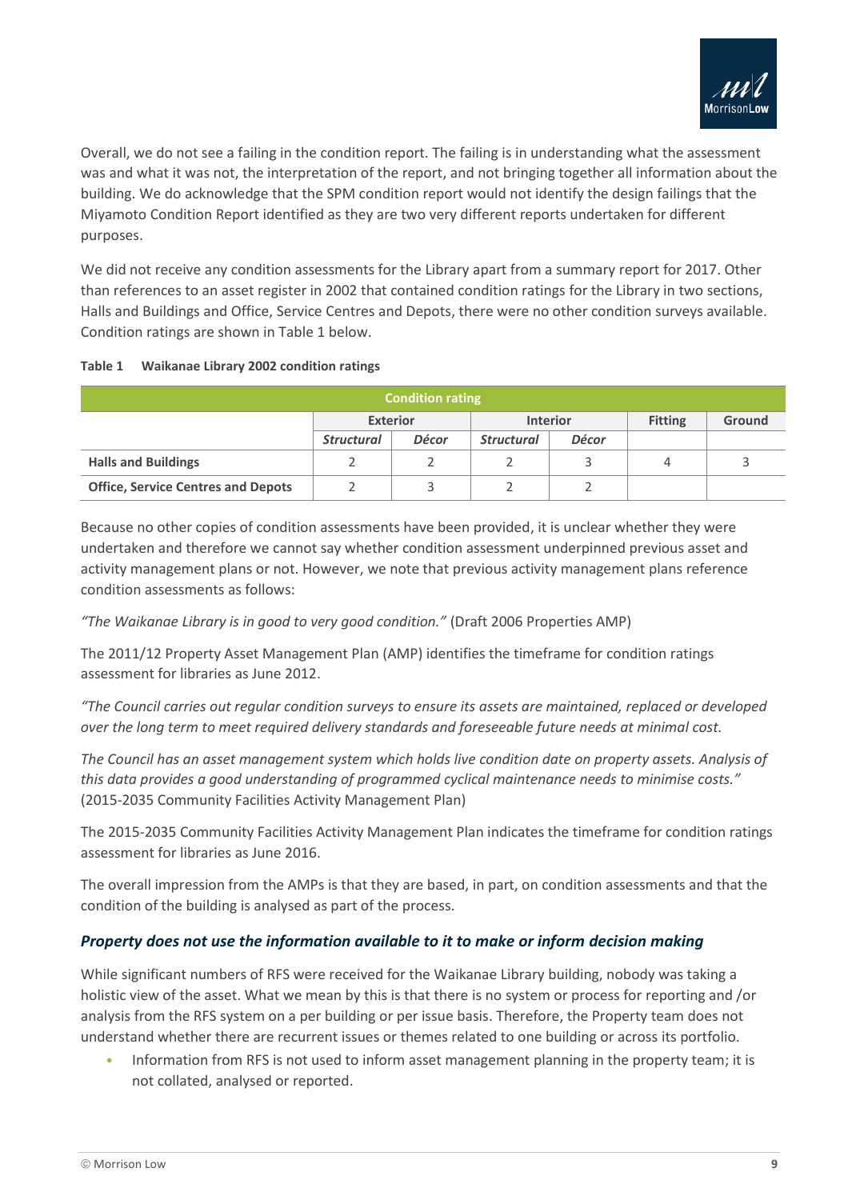Overall, we do not see a failing in the condition report. The failing is in understanding what the assessment was and what it was not, the interpretation of the report, and not bringing together all information about the building. We do acknowledge that the SPM condition report would not identify the design failings that the Miyamoto Condition Report identified as they are two very different reports undertaken for different purposes.

We did not receive any condition assessments for the Library apart from a summary report for 2017. Other than references to an asset register in 2002 that contained condition ratings for the Library in two sections, Halls and Buildings and Office, Service Centres and Depots, there were no other condition surveys available. Condition ratings are shown in Table 1 below.

**Table 1 Waikanae Library 2002 condition ratings**

| | Condition rating | | | | | |
|---|---|---|---|---|---|---|
| | Exterior | | Interior | | Fitting | Ground |
| | *Structural* | *Décor* | *Structural* | *Décor* | | |
| **Halls and Buildings** | 2 | 2 | 2 | 3 | 4 | 3 |
| **Office, Service Centres and Depots** | 2 | 3 | 2 | 2 | | |

Because no other copies of condition assessments have been provided, it is unclear whether they were undertaken and therefore we cannot say whether condition assessment underpinned previous asset and activity management plans or not. However, we note that previous activity management plans reference condition assessments as follows:

*"The Waikanae Library is in good to very good condition."* (Draft 2006 Properties AMP)

The 2011/12 Property Asset Management Plan (AMP) identifies the timeframe for condition ratings assessment for libraries as June 2012.

*"The Council carries out regular condition surveys to ensure its assets are maintained, replaced or developed over the long term to meet required delivery standards and foreseeable future needs at minimal cost.*

*The Council has an asset management system which holds live condition date on property assets. Analysis of this data provides a good understanding of programmed cyclical maintenance needs to minimise costs."* (2015-2035 Community Facilities Activity Management Plan)

The 2015-2035 Community Facilities Activity Management Plan indicates the timeframe for condition ratings assessment for libraries as June 2016.

The overall impression from the AMPs is that they are based, in part, on condition assessments and that the condition of the building is analysed as part of the process.

### *Property does not use the information available to it to make or inform decision making*

While significant numbers of RFS were received for the Waikanae Library building, nobody was taking a holistic view of the asset. What we mean by this is that there is no system or process for reporting and /or analysis from the RFS system on a per building or per issue basis. Therefore, the Property team does not understand whether there are recurrent issues or themes related to one building or across its portfolio.

- Information from RFS is not used to inform asset management planning in the property team; it is not collated, analysed or reported.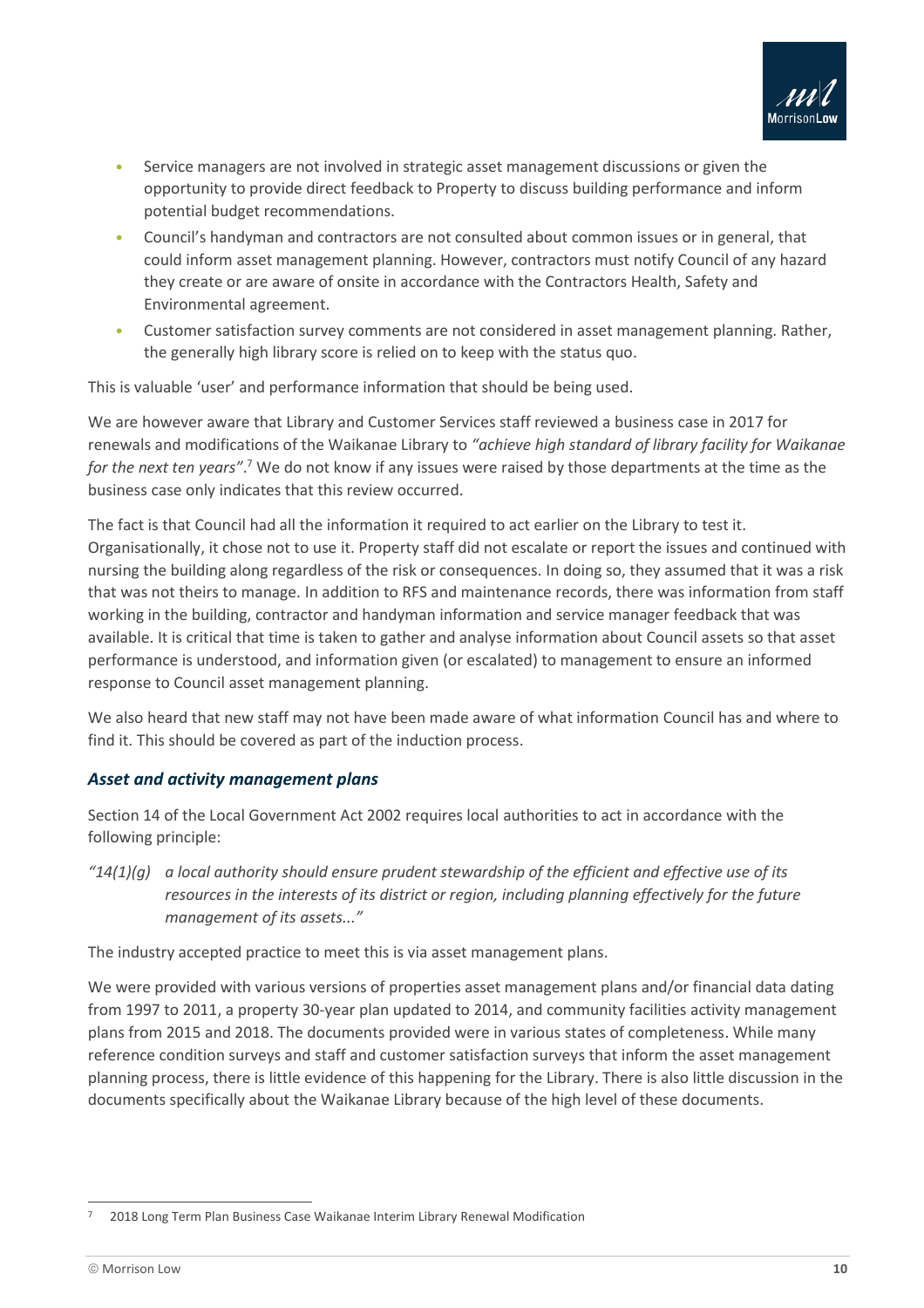- Service managers are not involved in strategic asset management discussions or given the opportunity to provide direct feedback to Property to discuss building performance and inform potential budget recommendations.
- Council's handyman and contractors are not consulted about common issues or in general, that could inform asset management planning. However, contractors must notify Council of any hazard they create or are aware of onsite in accordance with the Contractors Health, Safety and Environmental agreement.
- Customer satisfaction survey comments are not considered in asset management planning. Rather, the generally high library score is relied on to keep with the status quo.

This is valuable 'user' and performance information that should be being used.

We are however aware that Library and Customer Services staff reviewed a business case in 2017 for renewals and modifications of the Waikanae Library to *"achieve high standard of library facility for Waikanae for the next ten years"*.[7] We do not know if any issues were raised by those departments at the time as the business case only indicates that this review occurred.

The fact is that Council had all the information it required to act earlier on the Library to test it. Organisationally, it chose not to use it. Property staff did not escalate or report the issues and continued with nursing the building along regardless of the risk or consequences. In doing so, they assumed that it was a risk that was not theirs to manage. In addition to RFS and maintenance records, there was information from staff working in the building, contractor and handyman information and service manager feedback that was available. It is critical that time is taken to gather and analyse information about Council assets so that asset performance is understood, and information given (or escalated) to management to ensure an informed response to Council asset management planning.

We also heard that new staff may not have been made aware of what information Council has and where to find it. This should be covered as part of the induction process.

### *Asset and activity management plans*

Section 14 of the Local Government Act 2002 requires local authorities to act in accordance with the following principle:

*"14(1)(g) a local authority should ensure prudent stewardship of the efficient and effective use of its resources in the interests of its district or region, including planning effectively for the future management of its assets..."*

The industry accepted practice to meet this is via asset management plans.

We were provided with various versions of properties asset management plans and/or financial data dating from 1997 to 2011, a property 30-year plan updated to 2014, and community facilities activity management plans from 2015 and 2018. The documents provided were in various states of completeness. While many reference condition surveys and staff and customer satisfaction surveys that inform the asset management planning process, there is little evidence of this happening for the Library. There is also little discussion in the documents specifically about the Waikanae Library because of the high level of these documents.

---

[7] 2018 Long Term Plan Business Case Waikanae Interim Library Renewal Modification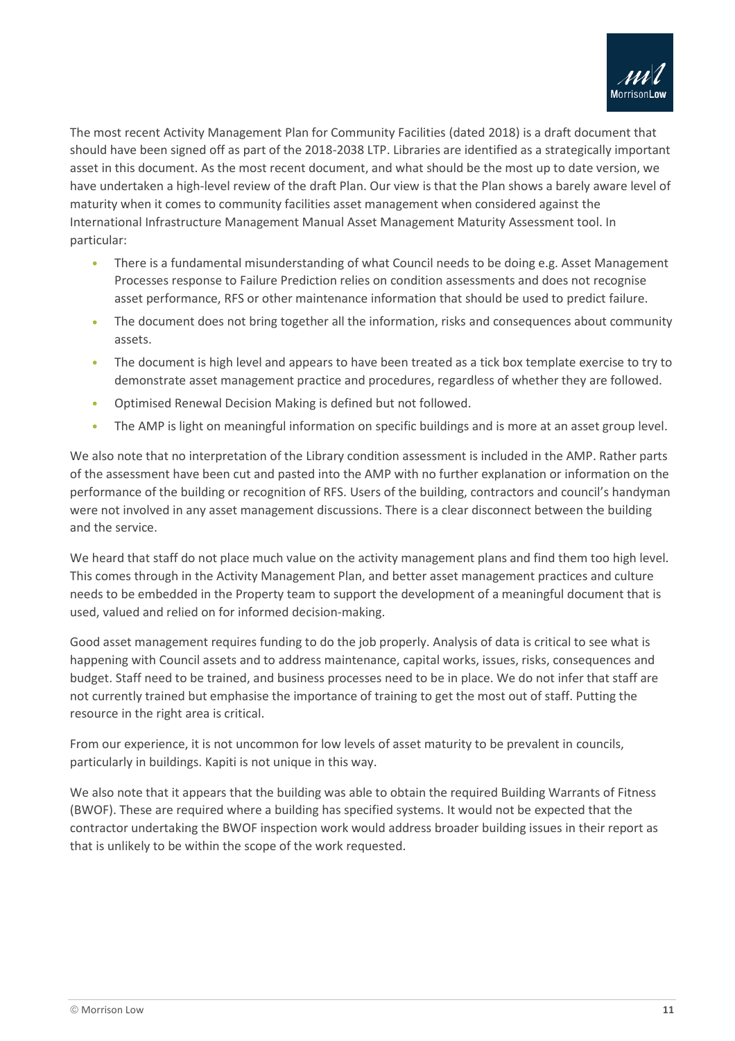The most recent Activity Management Plan for Community Facilities (dated 2018) is a draft document that should have been signed off as part of the 2018-2038 LTP. Libraries are identified as a strategically important asset in this document. As the most recent document, and what should be the most up to date version, we have undertaken a high-level review of the draft Plan. Our view is that the Plan shows a barely aware level of maturity when it comes to community facilities asset management when considered against the International Infrastructure Management Manual Asset Management Maturity Assessment tool. In particular:

- There is a fundamental misunderstanding of what Council needs to be doing e.g. Asset Management Processes response to Failure Prediction relies on condition assessments and does not recognise asset performance, RFS or other maintenance information that should be used to predict failure.
- The document does not bring together all the information, risks and consequences about community assets.
- The document is high level and appears to have been treated as a tick box template exercise to try to demonstrate asset management practice and procedures, regardless of whether they are followed.
- Optimised Renewal Decision Making is defined but not followed.
- The AMP is light on meaningful information on specific buildings and is more at an asset group level.

We also note that no interpretation of the Library condition assessment is included in the AMP. Rather parts of the assessment have been cut and pasted into the AMP with no further explanation or information on the performance of the building or recognition of RFS. Users of the building, contractors and council's handyman were not involved in any asset management discussions. There is a clear disconnect between the building and the service.

We heard that staff do not place much value on the activity management plans and find them too high level. This comes through in the Activity Management Plan, and better asset management practices and culture needs to be embedded in the Property team to support the development of a meaningful document that is used, valued and relied on for informed decision-making.

Good asset management requires funding to do the job properly. Analysis of data is critical to see what is happening with Council assets and to address maintenance, capital works, issues, risks, consequences and budget. Staff need to be trained, and business processes need to be in place. We do not infer that staff are not currently trained but emphasise the importance of training to get the most out of staff. Putting the resource in the right area is critical.

From our experience, it is not uncommon for low levels of asset maturity to be prevalent in councils, particularly in buildings. Kapiti is not unique in this way.

We also note that it appears that the building was able to obtain the required Building Warrants of Fitness (BWOF). These are required where a building has specified systems. It would not be expected that the contractor undertaking the BWOF inspection work would address broader building issues in their report as that is unlikely to be within the scope of the work requested.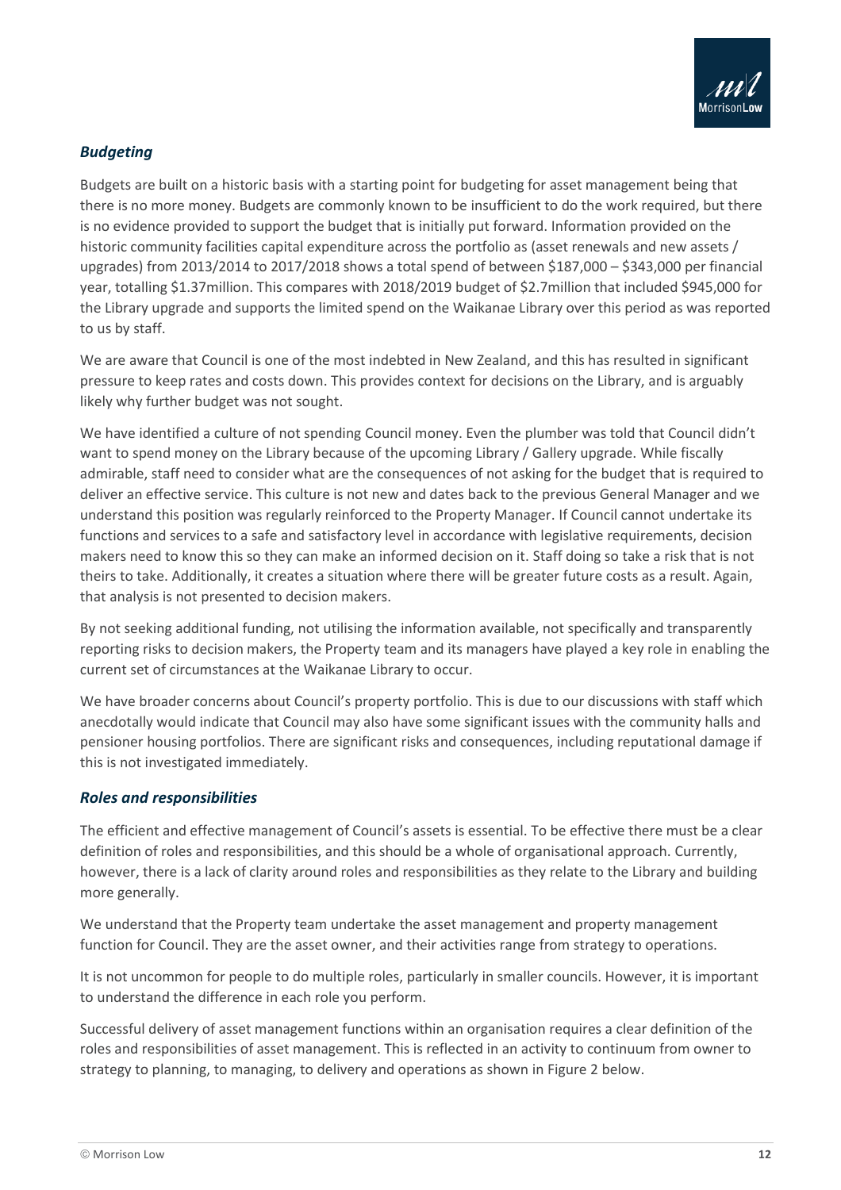### *Budgeting*

Budgets are built on a historic basis with a starting point for budgeting for asset management being that there is no more money. Budgets are commonly known to be insufficient to do the work required, but there is no evidence provided to support the budget that is initially put forward. Information provided on the historic community facilities capital expenditure across the portfolio as (asset renewals and new assets / upgrades) from 2013/2014 to 2017/2018 shows a total spend of between $187,000 – $343,000 per financial year, totalling $1.37million. This compares with 2018/2019 budget of $2.7million that included $945,000 for the Library upgrade and supports the limited spend on the Waikanae Library over this period as was reported to us by staff.

We are aware that Council is one of the most indebted in New Zealand, and this has resulted in significant pressure to keep rates and costs down. This provides context for decisions on the Library, and is arguably likely why further budget was not sought.

We have identified a culture of not spending Council money. Even the plumber was told that Council didn't want to spend money on the Library because of the upcoming Library / Gallery upgrade. While fiscally admirable, staff need to consider what are the consequences of not asking for the budget that is required to deliver an effective service. This culture is not new and dates back to the previous General Manager and we understand this position was regularly reinforced to the Property Manager. If Council cannot undertake its functions and services to a safe and satisfactory level in accordance with legislative requirements, decision makers need to know this so they can make an informed decision on it. Staff doing so take a risk that is not theirs to take. Additionally, it creates a situation where there will be greater future costs as a result. Again, that analysis is not presented to decision makers.

By not seeking additional funding, not utilising the information available, not specifically and transparently reporting risks to decision makers, the Property team and its managers have played a key role in enabling the current set of circumstances at the Waikanae Library to occur.

We have broader concerns about Council's property portfolio. This is due to our discussions with staff which anecdotally would indicate that Council may also have some significant issues with the community halls and pensioner housing portfolios. There are significant risks and consequences, including reputational damage if this is not investigated immediately.

### *Roles and responsibilities*

The efficient and effective management of Council's assets is essential. To be effective there must be a clear definition of roles and responsibilities, and this should be a whole of organisational approach. Currently, however, there is a lack of clarity around roles and responsibilities as they relate to the Library and building more generally.

We understand that the Property team undertake the asset management and property management function for Council. They are the asset owner, and their activities range from strategy to operations.

It is not uncommon for people to do multiple roles, particularly in smaller councils. However, it is important to understand the difference in each role you perform.

Successful delivery of asset management functions within an organisation requires a clear definition of the roles and responsibilities of asset management. This is reflected in an activity to continuum from owner to strategy to planning, to managing, to delivery and operations as shown in Figure 2 below.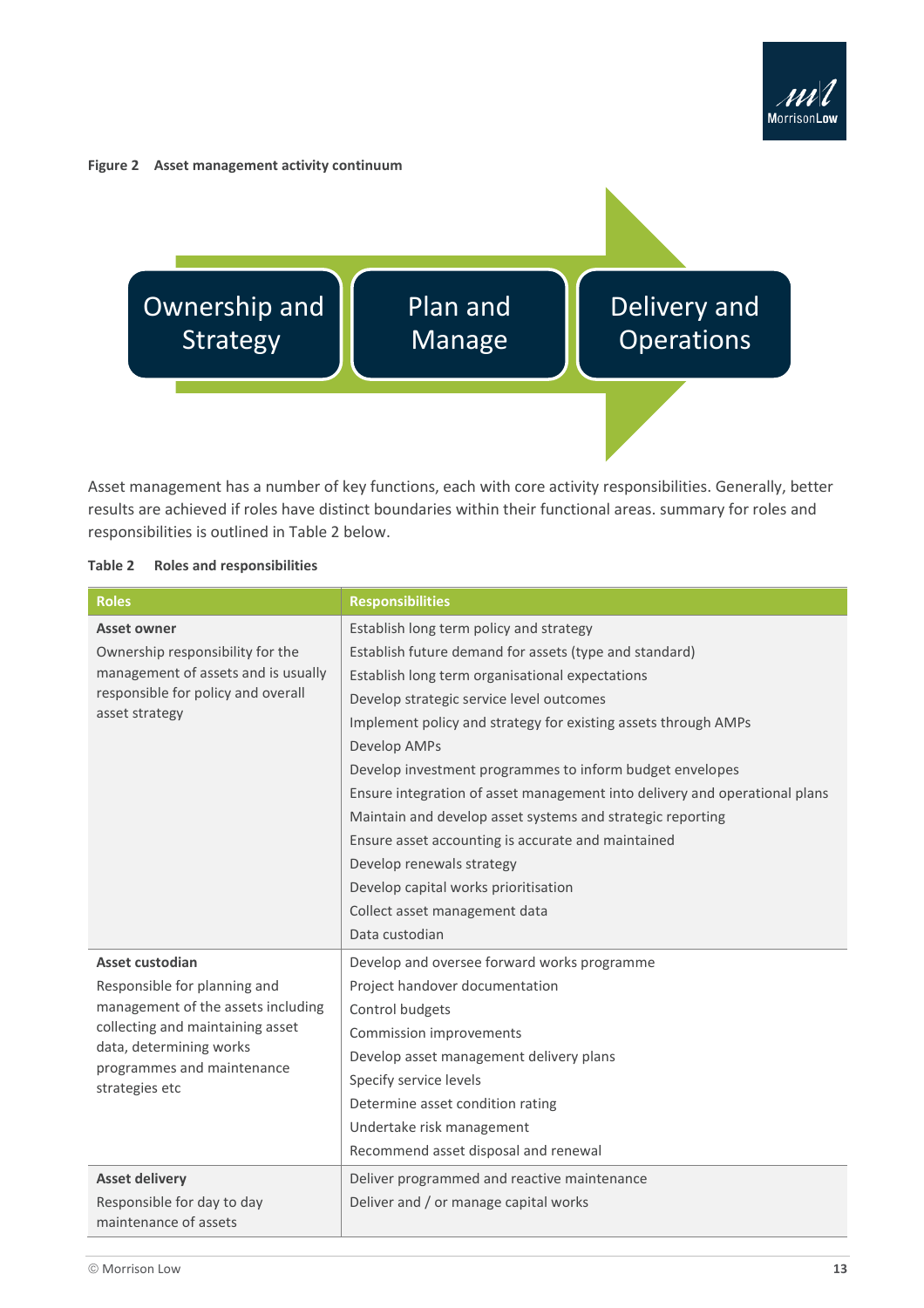**Figure 2 Asset management activity continuum**

Ownership and Strategy → Plan and Manage → Delivery and Operations

Asset management has a number of key functions, each with core activity responsibilities. Generally, better results are achieved if roles have distinct boundaries within their functional areas. summary for roles and responsibilities is outlined in Table 2 below.

**Table 2 Roles and responsibilities**

| Roles | Responsibilities |
|---|---|
| **Asset owner**<br>Ownership responsibility for the management of assets and is usually responsible for policy and overall asset strategy | Establish long term policy and strategy<br>Establish future demand for assets (type and standard)<br>Establish long term organisational expectations<br>Develop strategic service level outcomes<br>Implement policy and strategy for existing assets through AMPs<br>Develop AMPs<br>Develop investment programmes to inform budget envelopes<br>Ensure integration of asset management into delivery and operational plans<br>Maintain and develop asset systems and strategic reporting<br>Ensure asset accounting is accurate and maintained<br>Develop renewals strategy<br>Develop capital works prioritisation<br>Collect asset management data<br>Data custodian |
| **Asset custodian**<br>Responsible for planning and management of the assets including collecting and maintaining asset data, determining works programmes and maintenance strategies etc | Develop and oversee forward works programme<br>Project handover documentation<br>Control budgets<br>Commission improvements<br>Develop asset management delivery plans<br>Specify service levels<br>Determine asset condition rating<br>Undertake risk management<br>Recommend asset disposal and renewal |
| **Asset delivery**<br>Responsible for day to day maintenance of assets | Deliver programmed and reactive maintenance<br>Deliver and / or manage capital works |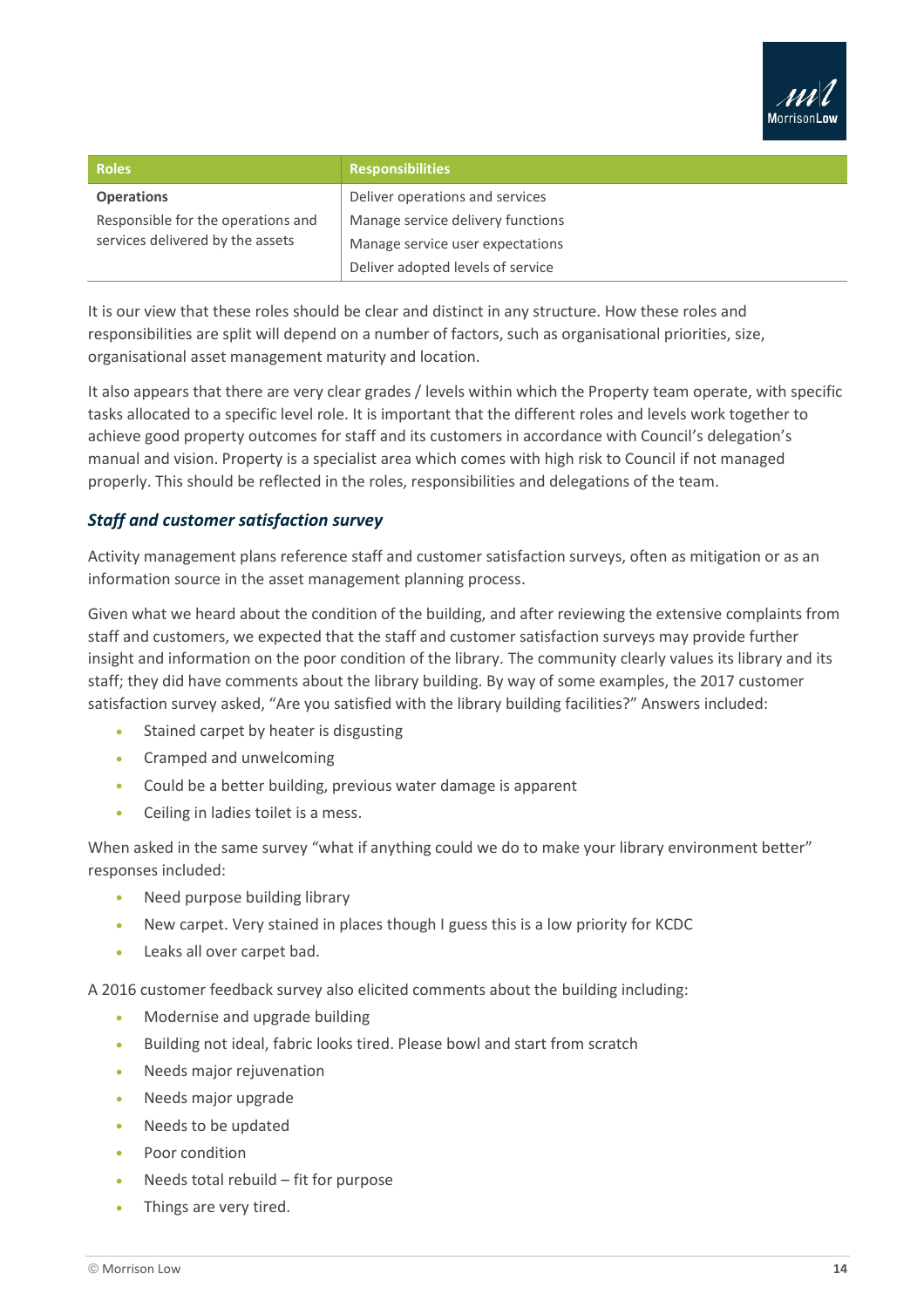| Roles | Responsibilities |
|---|---|
| **Operations**<br>Responsible for the operations and services delivered by the assets | Deliver operations and services<br>Manage service delivery functions<br>Manage service user expectations<br>Deliver adopted levels of service |

It is our view that these roles should be clear and distinct in any structure. How these roles and responsibilities are split will depend on a number of factors, such as organisational priorities, size, organisational asset management maturity and location.

It also appears that there are very clear grades / levels within which the Property team operate, with specific tasks allocated to a specific level role. It is important that the different roles and levels work together to achieve good property outcomes for staff and its customers in accordance with Council's delegation's manual and vision. Property is a specialist area which comes with high risk to Council if not managed properly. This should be reflected in the roles, responsibilities and delegations of the team.

### *Staff and customer satisfaction survey*

Activity management plans reference staff and customer satisfaction surveys, often as mitigation or as an information source in the asset management planning process.

Given what we heard about the condition of the building, and after reviewing the extensive complaints from staff and customers, we expected that the staff and customer satisfaction surveys may provide further insight and information on the poor condition of the library. The community clearly values its library and its staff; they did have comments about the library building. By way of some examples, the 2017 customer satisfaction survey asked, "Are you satisfied with the library building facilities?" Answers included:

- Stained carpet by heater is disgusting
- Cramped and unwelcoming
- Could be a better building, previous water damage is apparent
- Ceiling in ladies toilet is a mess.

When asked in the same survey "what if anything could we do to make your library environment better" responses included:

- Need purpose building library
- New carpet. Very stained in places though I guess this is a low priority for KCDC
- Leaks all over carpet bad.

A 2016 customer feedback survey also elicited comments about the building including:

- Modernise and upgrade building
- Building not ideal, fabric looks tired. Please bowl and start from scratch
- Needs major rejuvenation
- Needs major upgrade
- Needs to be updated
- Poor condition
- Needs total rebuild – fit for purpose
- Things are very tired.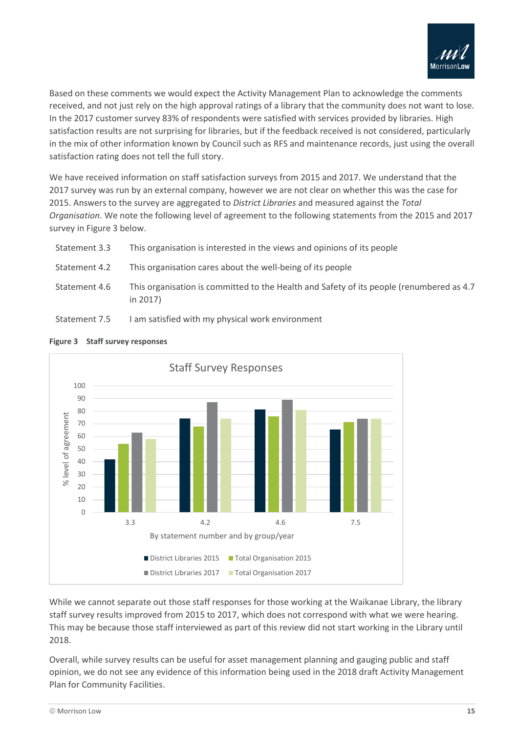Based on these comments we would expect the Activity Management Plan to acknowledge the comments received, and not just rely on the high approval ratings of a library that the community does not want to lose. In the 2017 customer survey 83% of respondents were satisfied with services provided by libraries. High satisfaction results are not surprising for libraries, but if the feedback received is not considered, particularly in the mix of other information known by Council such as RFS and maintenance records, just using the overall satisfaction rating does not tell the full story.

We have received information on staff satisfaction surveys from 2015 and 2017. We understand that the 2017 survey was run by an external company, however we are not clear on whether this was the case for 2015. Answers to the survey are aggregated to *District Libraries* and measured against the *Total Organisation*. We note the following level of agreement to the following statements from the 2015 and 2017 survey in Figure 3 below.

| | |
|---|---|
| Statement 3.3 | This organisation is interested in the views and opinions of its people |
| Statement 4.2 | This organisation cares about the well-being of its people |
| Statement 4.6 | This organisation is committed to the Health and Safety of its people (renumbered as 4.7 in 2017) |
| Statement 7.5 | I am satisfied with my physical work environment |

**Figure 3 Staff survey responses**

Staff Survey Responses

While we cannot separate out those staff responses for those working at the Waikanae Library, the library staff survey results improved from 2015 to 2017, which does not correspond with what we were hearing. This may be because those staff interviewed as part of this review did not start working in the Library until 2018.

Overall, while survey results can be useful for asset management planning and gauging public and staff opinion, we do not see any evidence of this information being used in the 2018 draft Activity Management Plan for Community Facilities.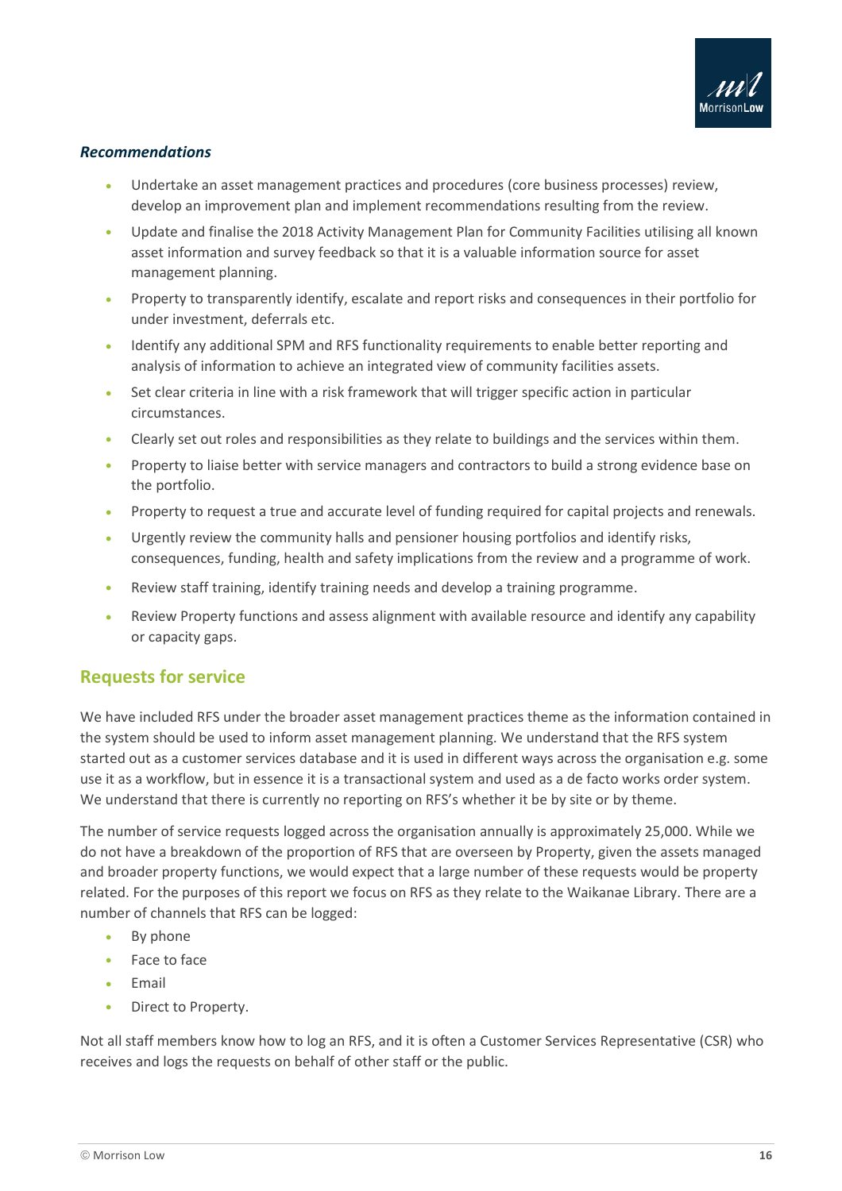### *Recommendations*

- Undertake an asset management practices and procedures (core business processes) review, develop an improvement plan and implement recommendations resulting from the review.
- Update and finalise the 2018 Activity Management Plan for Community Facilities utilising all known asset information and survey feedback so that it is a valuable information source for asset management planning.
- Property to transparently identify, escalate and report risks and consequences in their portfolio for under investment, deferrals etc.
- Identify any additional SPM and RFS functionality requirements to enable better reporting and analysis of information to achieve an integrated view of community facilities assets.
- Set clear criteria in line with a risk framework that will trigger specific action in particular circumstances.
- Clearly set out roles and responsibilities as they relate to buildings and the services within them.
- Property to liaise better with service managers and contractors to build a strong evidence base on the portfolio.
- Property to request a true and accurate level of funding required for capital projects and renewals.
- Urgently review the community halls and pensioner housing portfolios and identify risks, consequences, funding, health and safety implications from the review and a programme of work.
- Review staff training, identify training needs and develop a training programme.
- Review Property functions and assess alignment with available resource and identify any capability or capacity gaps.

## Requests for service

We have included RFS under the broader asset management practices theme as the information contained in the system should be used to inform asset management planning. We understand that the RFS system started out as a customer services database and it is used in different ways across the organisation e.g. some use it as a workflow, but in essence it is a transactional system and used as a de facto works order system. We understand that there is currently no reporting on RFS's whether it be by site or by theme.

The number of service requests logged across the organisation annually is approximately 25,000. While we do not have a breakdown of the proportion of RFS that are overseen by Property, given the assets managed and broader property functions, we would expect that a large number of these requests would be property related. For the purposes of this report we focus on RFS as they relate to the Waikanae Library. There are a number of channels that RFS can be logged:

- By phone
- Face to face
- Email
- Direct to Property.

Not all staff members know how to log an RFS, and it is often a Customer Services Representative (CSR) who receives and logs the requests on behalf of other staff or the public.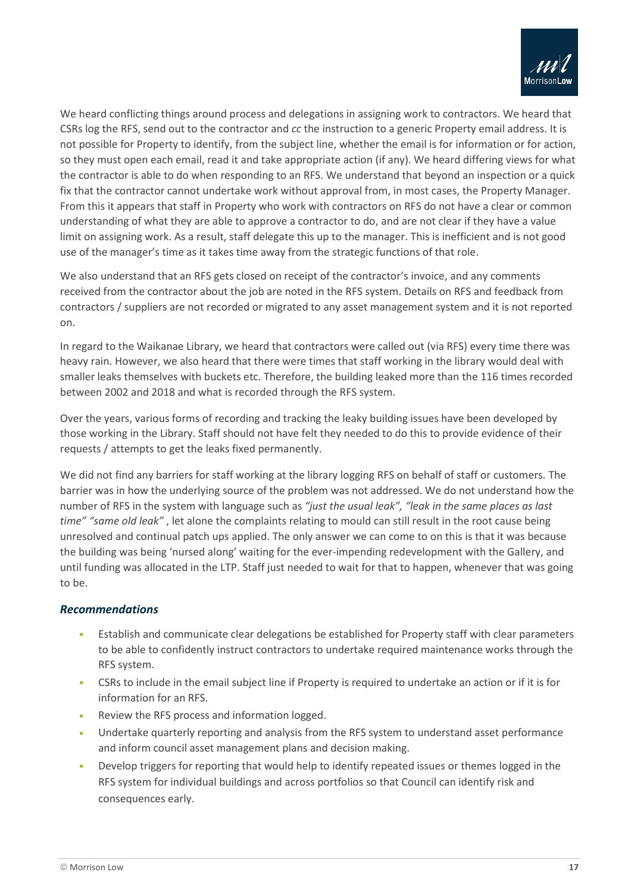We heard conflicting things around process and delegations in assigning work to contractors. We heard that CSRs log the RFS, send out to the contractor and *cc* the instruction to a generic Property email address. It is not possible for Property to identify, from the subject line, whether the email is for information or for action, so they must open each email, read it and take appropriate action (if any). We heard differing views for what the contractor is able to do when responding to an RFS. We understand that beyond an inspection or a quick fix that the contractor cannot undertake work without approval from, in most cases, the Property Manager. From this it appears that staff in Property who work with contractors on RFS do not have a clear or common understanding of what they are able to approve a contractor to do, and are not clear if they have a value limit on assigning work. As a result, staff delegate this up to the manager. This is inefficient and is not good use of the manager's time as it takes time away from the strategic functions of that role.

We also understand that an RFS gets closed on receipt of the contractor's invoice, and any comments received from the contractor about the job are noted in the RFS system. Details on RFS and feedback from contractors / suppliers are not recorded or migrated to any asset management system and it is not reported on.

In regard to the Waikanae Library, we heard that contractors were called out (via RFS) every time there was heavy rain. However, we also heard that there were times that staff working in the library would deal with smaller leaks themselves with buckets etc. Therefore, the building leaked more than the 116 times recorded between 2002 and 2018 and what is recorded through the RFS system.

Over the years, various forms of recording and tracking the leaky building issues have been developed by those working in the Library. Staff should not have felt they needed to do this to provide evidence of their requests / attempts to get the leaks fixed permanently.

We did not find any barriers for staff working at the library logging RFS on behalf of staff or customers. The barrier was in how the underlying source of the problem was not addressed. We do not understand how the number of RFS in the system with language such as *"just the usual leak", "leak in the same places as last time" "same old leak"* , let alone the complaints relating to mould can still result in the root cause being unresolved and continual patch ups applied. The only answer we can come to on this is that it was because the building was being 'nursed along' waiting for the ever-impending redevelopment with the Gallery, and until funding was allocated in the LTP. Staff just needed to wait for that to happen, whenever that was going to be.

### *Recommendations*

- Establish and communicate clear delegations be established for Property staff with clear parameters to be able to confidently instruct contractors to undertake required maintenance works through the RFS system.
- CSRs to include in the email subject line if Property is required to undertake an action or if it is for information for an RFS.
- Review the RFS process and information logged.
- Undertake quarterly reporting and analysis from the RFS system to understand asset performance and inform council asset management plans and decision making.
- Develop triggers for reporting that would help to identify repeated issues or themes logged in the RFS system for individual buildings and across portfolios so that Council can identify risk and consequences early.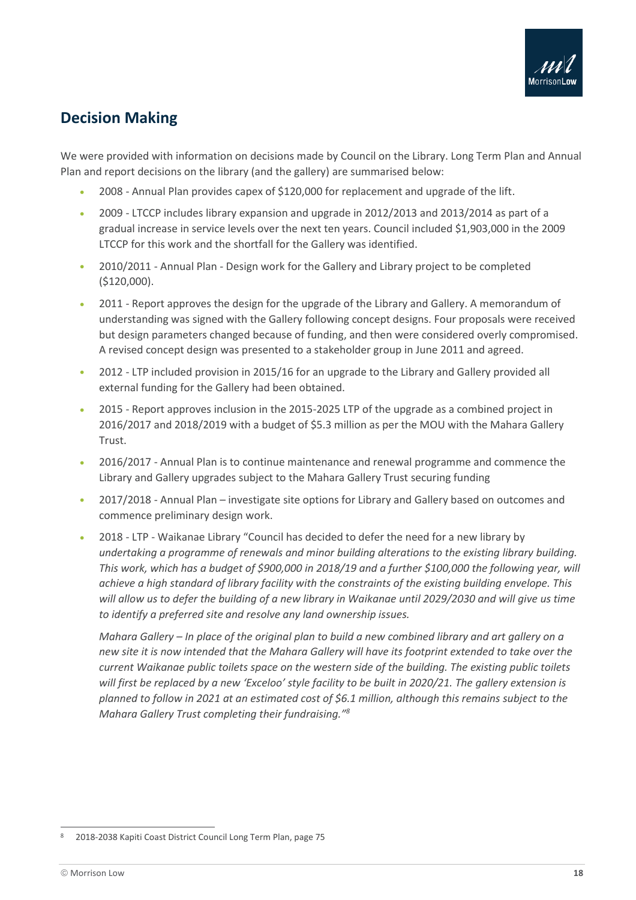## Decision Making

We were provided with information on decisions made by Council on the Library. Long Term Plan and Annual Plan and report decisions on the library (and the gallery) are summarised below:

- 2008 - Annual Plan provides capex of $120,000 for replacement and upgrade of the lift.
- 2009 - LTCCP includes library expansion and upgrade in 2012/2013 and 2013/2014 as part of a gradual increase in service levels over the next ten years. Council included $1,903,000 in the 2009 LTCCP for this work and the shortfall for the Gallery was identified.
- 2010/2011 - Annual Plan - Design work for the Gallery and Library project to be completed ($120,000).
- 2011 - Report approves the design for the upgrade of the Library and Gallery. A memorandum of understanding was signed with the Gallery following concept designs. Four proposals were received but design parameters changed because of funding, and then were considered overly compromised. A revised concept design was presented to a stakeholder group in June 2011 and agreed.
- 2012 - LTP included provision in 2015/16 for an upgrade to the Library and Gallery provided all external funding for the Gallery had been obtained.
- 2015 - Report approves inclusion in the 2015-2025 LTP of the upgrade as a combined project in 2016/2017 and 2018/2019 with a budget of $5.3 million as per the MOU with the Mahara Gallery Trust.
- 2016/2017 - Annual Plan is to continue maintenance and renewal programme and commence the Library and Gallery upgrades subject to the Mahara Gallery Trust securing funding
- 2017/2018 - Annual Plan – investigate site options for Library and Gallery based on outcomes and commence preliminary design work.
- 2018 - LTP - Waikanae Library "Council has decided to defer the need for a new library by *undertaking a programme of renewals and minor building alterations to the existing library building. This work, which has a budget of $900,000 in 2018/19 and a further $100,000 the following year, will achieve a high standard of library facility with the constraints of the existing building envelope. This will allow us to defer the building of a new library in Waikanae until 2029/2030 and will give us time to identify a preferred site and resolve any land ownership issues.*

  *Mahara Gallery – In place of the original plan to build a new combined library and art gallery on a new site it is now intended that the Mahara Gallery will have its footprint extended to take over the current Waikanae public toilets space on the western side of the building. The existing public toilets will first be replaced by a new 'Exceloo' style facility to be built in 2020/21. The gallery extension is planned to follow in 2021 at an estimated cost of $6.1 million, although this remains subject to the Mahara Gallery Trust completing their fundraising."*[8]

[8] 2018-2038 Kapiti Coast District Council Long Term Plan, page 75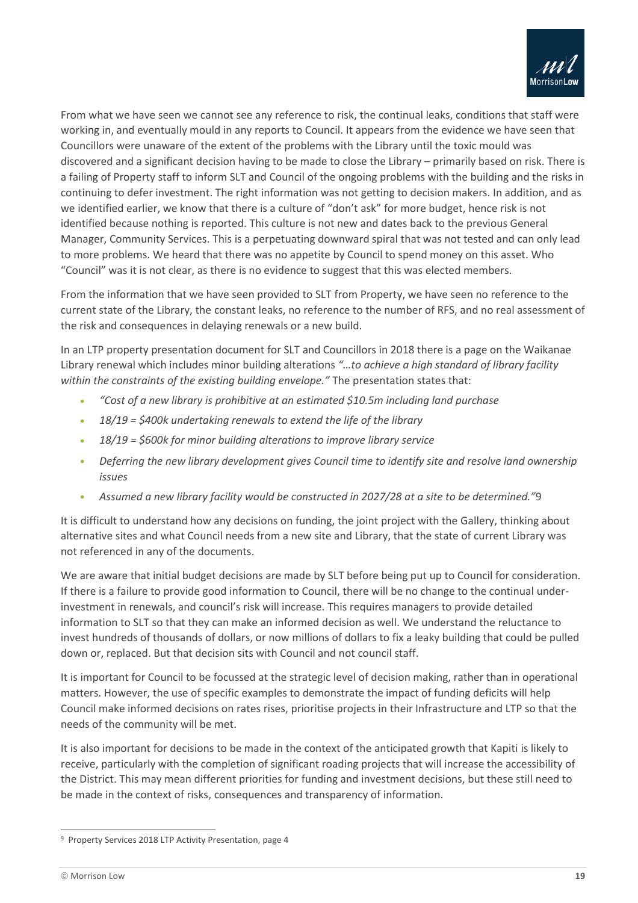From what we have seen we cannot see any reference to risk, the continual leaks, conditions that staff were working in, and eventually mould in any reports to Council. It appears from the evidence we have seen that Councillors were unaware of the extent of the problems with the Library until the toxic mould was discovered and a significant decision having to be made to close the Library – primarily based on risk. There is a failing of Property staff to inform SLT and Council of the ongoing problems with the building and the risks in continuing to defer investment. The right information was not getting to decision makers. In addition, and as we identified earlier, we know that there is a culture of "don't ask" for more budget, hence risk is not identified because nothing is reported. This culture is not new and dates back to the previous General Manager, Community Services. This is a perpetuating downward spiral that was not tested and can only lead to more problems. We heard that there was no appetite by Council to spend money on this asset. Who "Council" was it is not clear, as there is no evidence to suggest that this was elected members.

From the information that we have seen provided to SLT from Property, we have seen no reference to the current state of the Library, the constant leaks, no reference to the number of RFS, and no real assessment of the risk and consequences in delaying renewals or a new build.

In an LTP property presentation document for SLT and Councillors in 2018 there is a page on the Waikanae Library renewal which includes minor building alterations *"…to achieve a high standard of library facility within the constraints of the existing building envelope."* The presentation states that:

- *"Cost of a new library is prohibitive at an estimated $10.5m including land purchase*
- *18/19 = $400k undertaking renewals to extend the life of the library*
- *18/19 = $600k for minor building alterations to improve library service*
- *Deferring the new library development gives Council time to identify site and resolve land ownership issues*
- *Assumed a new library facility would be constructed in 2027/28 at a site to be determined."*[9]

It is difficult to understand how any decisions on funding, the joint project with the Gallery, thinking about alternative sites and what Council needs from a new site and Library, that the state of current Library was not referenced in any of the documents.

We are aware that initial budget decisions are made by SLT before being put up to Council for consideration. If there is a failure to provide good information to Council, there will be no change to the continual under-investment in renewals, and council's risk will increase. This requires managers to provide detailed information to SLT so that they can make an informed decision as well. We understand the reluctance to invest hundreds of thousands of dollars, or now millions of dollars to fix a leaky building that could be pulled down or, replaced. But that decision sits with Council and not council staff.

It is important for Council to be focussed at the strategic level of decision making, rather than in operational matters. However, the use of specific examples to demonstrate the impact of funding deficits will help Council make informed decisions on rates rises, prioritise projects in their Infrastructure and LTP so that the needs of the community will be met.

It is also important for decisions to be made in the context of the anticipated growth that Kapiti is likely to receive, particularly with the completion of significant roading projects that will increase the accessibility of the District. This may mean different priorities for funding and investment decisions, but these still need to be made in the context of risks, consequences and transparency of information.

[9] Property Services 2018 LTP Activity Presentation, page 4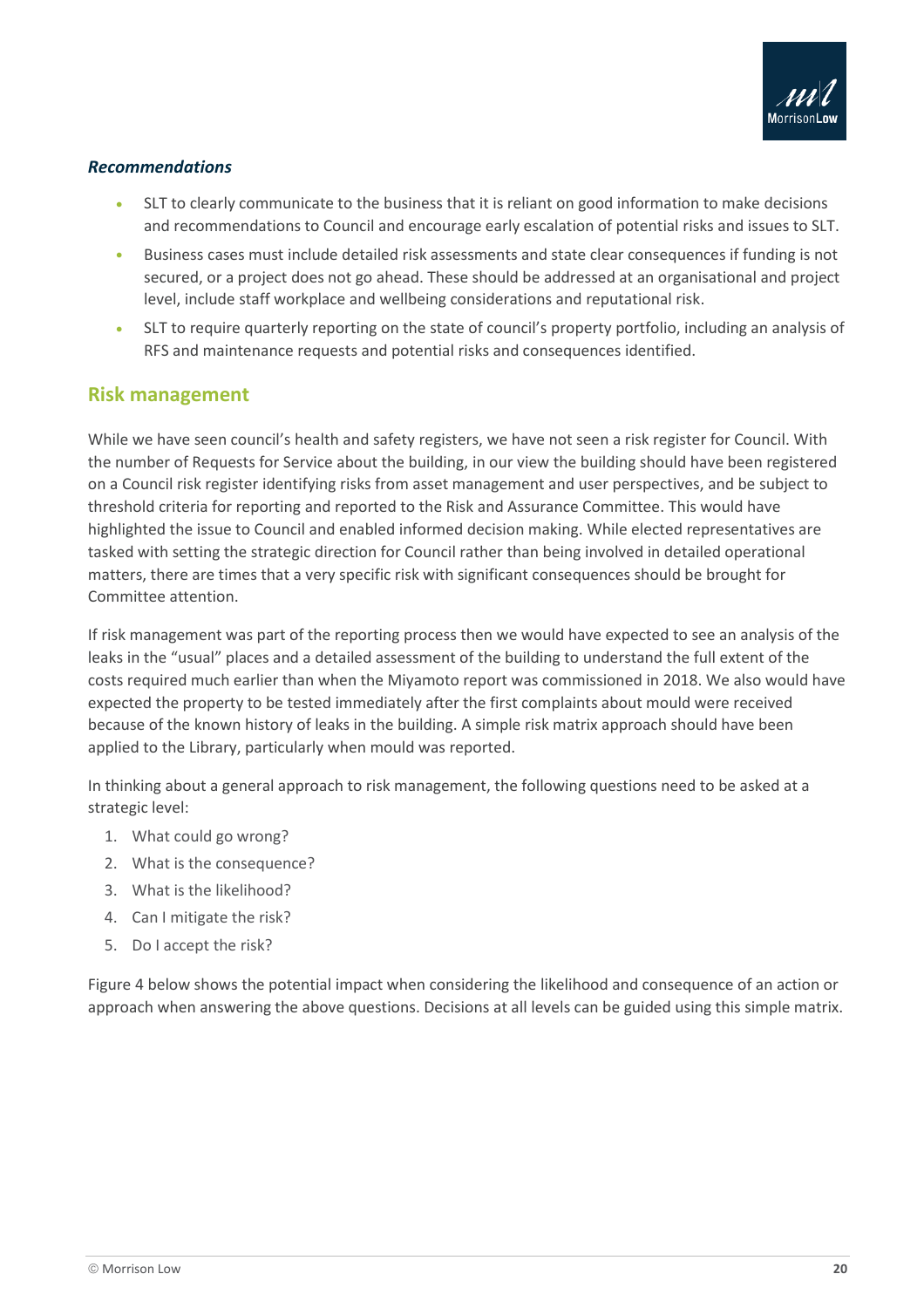### *Recommendations*

- SLT to clearly communicate to the business that it is reliant on good information to make decisions and recommendations to Council and encourage early escalation of potential risks and issues to SLT.
- Business cases must include detailed risk assessments and state clear consequences if funding is not secured, or a project does not go ahead. These should be addressed at an organisational and project level, include staff workplace and wellbeing considerations and reputational risk.
- SLT to require quarterly reporting on the state of council's property portfolio, including an analysis of RFS and maintenance requests and potential risks and consequences identified.

## Risk management

While we have seen council's health and safety registers, we have not seen a risk register for Council. With the number of Requests for Service about the building, in our view the building should have been registered on a Council risk register identifying risks from asset management and user perspectives, and be subject to threshold criteria for reporting and reported to the Risk and Assurance Committee. This would have highlighted the issue to Council and enabled informed decision making. While elected representatives are tasked with setting the strategic direction for Council rather than being involved in detailed operational matters, there are times that a very specific risk with significant consequences should be brought for Committee attention.

If risk management was part of the reporting process then we would have expected to see an analysis of the leaks in the "usual" places and a detailed assessment of the building to understand the full extent of the costs required much earlier than when the Miyamoto report was commissioned in 2018. We also would have expected the property to be tested immediately after the first complaints about mould were received because of the known history of leaks in the building. A simple risk matrix approach should have been applied to the Library, particularly when mould was reported.

In thinking about a general approach to risk management, the following questions need to be asked at a strategic level:

1. What could go wrong?
2. What is the consequence?
3. What is the likelihood?
4. Can I mitigate the risk?
5. Do I accept the risk?

Figure 4 below shows the potential impact when considering the likelihood and consequence of an action or approach when answering the above questions. Decisions at all levels can be guided using this simple matrix.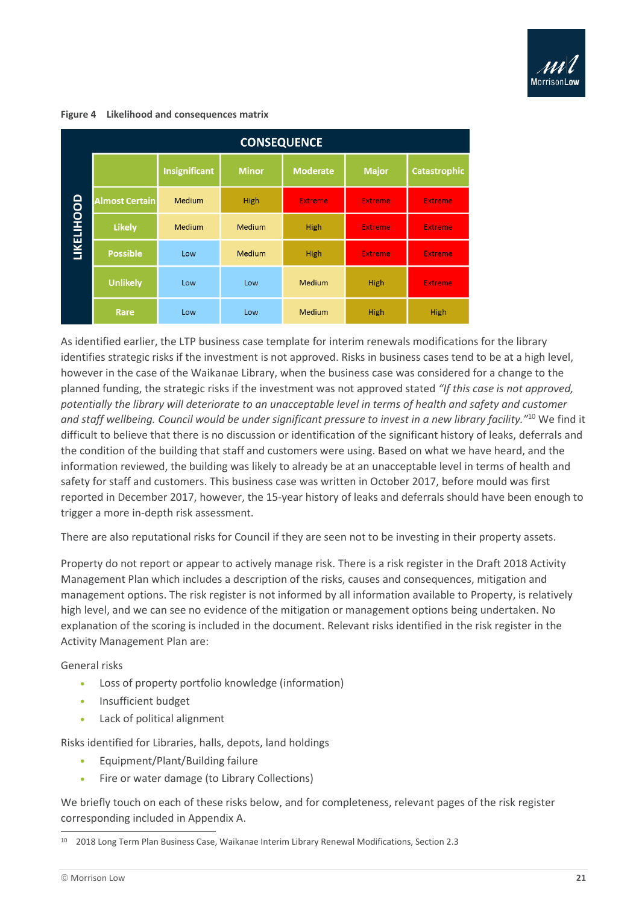**Figure 4 Likelihood and consequences matrix**

| LIKELIHOOD \ CONSEQUENCE | Insignificant | Minor | Moderate | Major | Catastrophic |
|---|---|---|---|---|---|
| Almost Certain | Medium | High | Extreme | Extreme | Extreme |
| Likely | Medium | Medium | High | Extreme | Extreme |
| Possible | Low | Medium | High | Extreme | Extreme |
| Unlikely | Low | Low | Medium | High | Extreme |
| Rare | Low | Low | Medium | High | High |

As identified earlier, the LTP business case template for interim renewals modifications for the library identifies strategic risks if the investment is not approved. Risks in business cases tend to be at a high level, however in the case of the Waikanae Library, when the business case was considered for a change to the planned funding, the strategic risks if the investment was not approved stated *"If this case is not approved, potentially the library will deteriorate to an unacceptable level in terms of health and safety and customer and staff wellbeing. Council would be under significant pressure to invest in a new library facility."*[10] We find it difficult to believe that there is no discussion or identification of the significant history of leaks, deferrals and the condition of the building that staff and customers were using. Based on what we have heard, and the information reviewed, the building was likely to already be at an unacceptable level in terms of health and safety for staff and customers. This business case was written in October 2017, before mould was first reported in December 2017, however, the 15-year history of leaks and deferrals should have been enough to trigger a more in-depth risk assessment.

There are also reputational risks for Council if they are seen not to be investing in their property assets.

Property do not report or appear to actively manage risk. There is a risk register in the Draft 2018 Activity Management Plan which includes a description of the risks, causes and consequences, mitigation and management options. The risk register is not informed by all information available to Property, is relatively high level, and we can see no evidence of the mitigation or management options being undertaken. No explanation of the scoring is included in the document. Relevant risks identified in the risk register in the Activity Management Plan are:

General risks

- Loss of property portfolio knowledge (information)
- Insufficient budget
- Lack of political alignment

Risks identified for Libraries, halls, depots, land holdings

- Equipment/Plant/Building failure
- Fire or water damage (to Library Collections)

We briefly touch on each of these risks below, and for completeness, relevant pages of the risk register corresponding included in Appendix A.

[10] 2018 Long Term Plan Business Case, Waikanae Interim Library Renewal Modifications, Section 2.3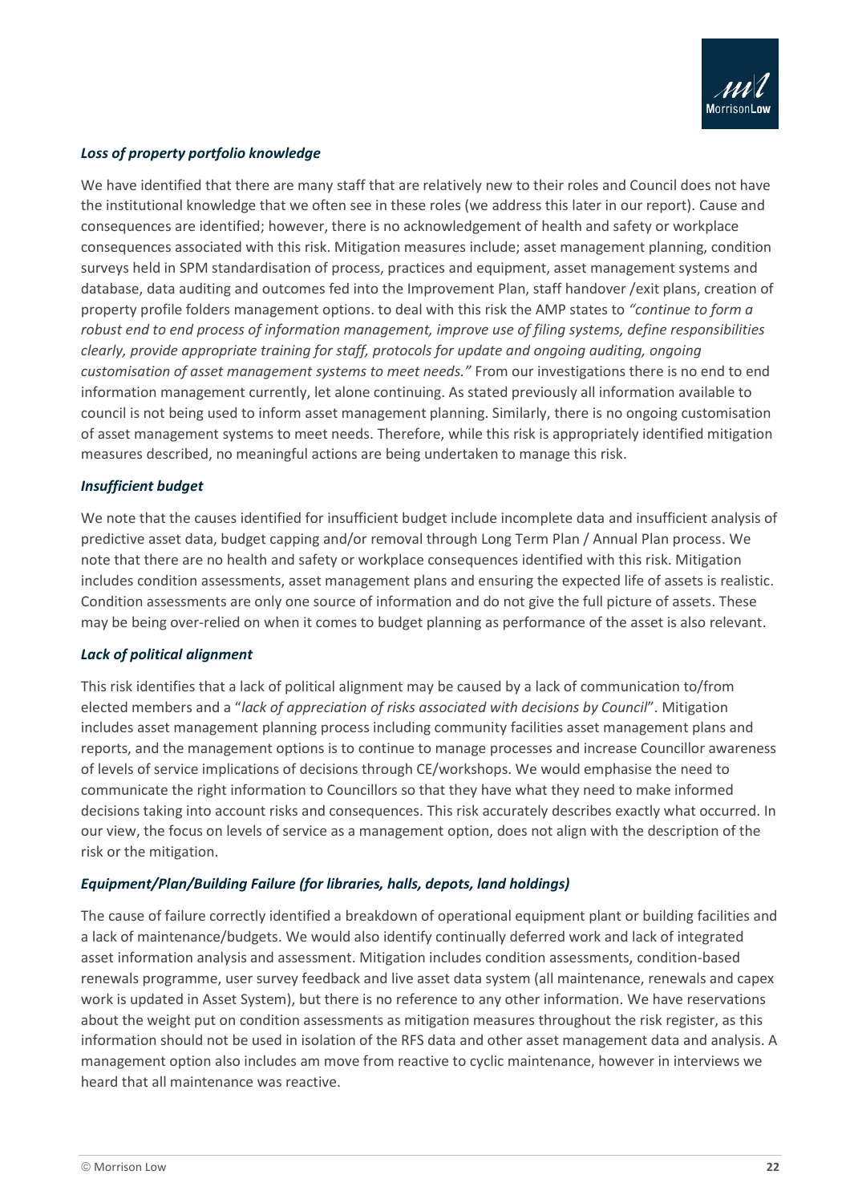***Loss of property portfolio knowledge***

We have identified that there are many staff that are relatively new to their roles and Council does not have the institutional knowledge that we often see in these roles (we address this later in our report). Cause and consequences are identified; however, there is no acknowledgement of health and safety or workplace consequences associated with this risk. Mitigation measures include; asset management planning, condition surveys held in SPM standardisation of process, practices and equipment, asset management systems and database, data auditing and outcomes fed into the Improvement Plan, staff handover /exit plans, creation of property profile folders management options. to deal with this risk the AMP states to *"continue to form a robust end to end process of information management, improve use of filing systems, define responsibilities clearly, provide appropriate training for staff, protocols for update and ongoing auditing, ongoing customisation of asset management systems to meet needs."* From our investigations there is no end to end information management currently, let alone continuing. As stated previously all information available to council is not being used to inform asset management planning. Similarly, there is no ongoing customisation of asset management systems to meet needs. Therefore, while this risk is appropriately identified mitigation measures described, no meaningful actions are being undertaken to manage this risk.

***Insufficient budget***

We note that the causes identified for insufficient budget include incomplete data and insufficient analysis of predictive asset data, budget capping and/or removal through Long Term Plan / Annual Plan process. We note that there are no health and safety or workplace consequences identified with this risk. Mitigation includes condition assessments, asset management plans and ensuring the expected life of assets is realistic. Condition assessments are only one source of information and do not give the full picture of assets. These may be being over-relied on when it comes to budget planning as performance of the asset is also relevant.

***Lack of political alignment***

This risk identifies that a lack of political alignment may be caused by a lack of communication to/from elected members and a "*lack of appreciation of risks associated with decisions by Council*". Mitigation includes asset management planning process including community facilities asset management plans and reports, and the management options is to continue to manage processes and increase Councillor awareness of levels of service implications of decisions through CE/workshops. We would emphasise the need to communicate the right information to Councillors so that they have what they need to make informed decisions taking into account risks and consequences. This risk accurately describes exactly what occurred. In our view, the focus on levels of service as a management option, does not align with the description of the risk or the mitigation.

***Equipment/Plan/Building Failure (for libraries, halls, depots, land holdings)***

The cause of failure correctly identified a breakdown of operational equipment plant or building facilities and a lack of maintenance/budgets. We would also identify continually deferred work and lack of integrated asset information analysis and assessment. Mitigation includes condition assessments, condition-based renewals programme, user survey feedback and live asset data system (all maintenance, renewals and capex work is updated in Asset System), but there is no reference to any other information. We have reservations about the weight put on condition assessments as mitigation measures throughout the risk register, as this information should not be used in isolation of the RFS data and other asset management data and analysis. A management option also includes am move from reactive to cyclic maintenance, however in interviews we heard that all maintenance was reactive.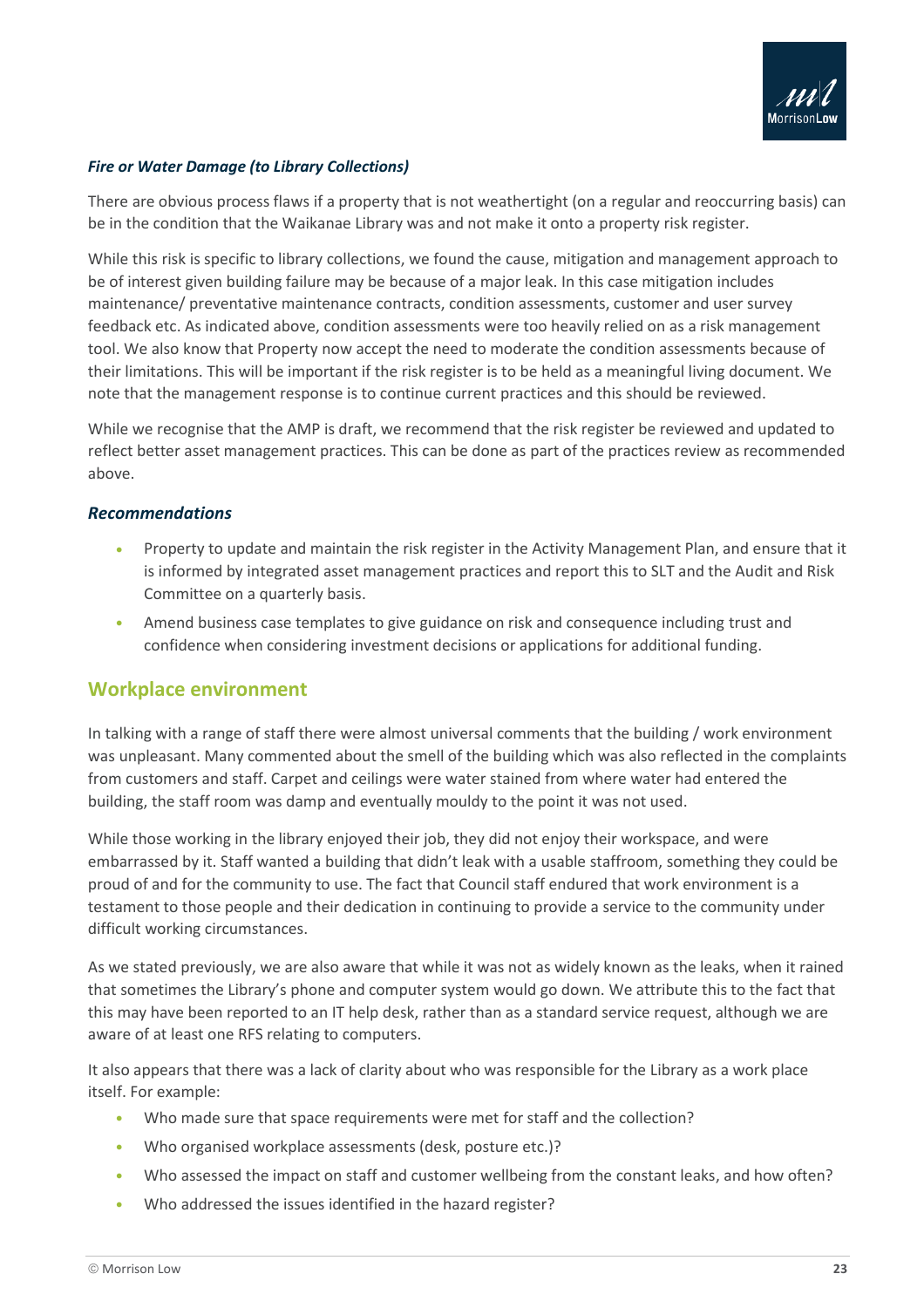### *Fire or Water Damage (to Library Collections)*

There are obvious process flaws if a property that is not weathertight (on a regular and reoccurring basis) can be in the condition that the Waikanae Library was and not make it onto a property risk register.

While this risk is specific to library collections, we found the cause, mitigation and management approach to be of interest given building failure may be because of a major leak. In this case mitigation includes maintenance/ preventative maintenance contracts, condition assessments, customer and user survey feedback etc. As indicated above, condition assessments were too heavily relied on as a risk management tool. We also know that Property now accept the need to moderate the condition assessments because of their limitations. This will be important if the risk register is to be held as a meaningful living document. We note that the management response is to continue current practices and this should be reviewed.

While we recognise that the AMP is draft, we recommend that the risk register be reviewed and updated to reflect better asset management practices. This can be done as part of the practices review as recommended above.

### *Recommendations*

- Property to update and maintain the risk register in the Activity Management Plan, and ensure that it is informed by integrated asset management practices and report this to SLT and the Audit and Risk Committee on a quarterly basis.
- Amend business case templates to give guidance on risk and consequence including trust and confidence when considering investment decisions or applications for additional funding.

## Workplace environment

In talking with a range of staff there were almost universal comments that the building / work environment was unpleasant. Many commented about the smell of the building which was also reflected in the complaints from customers and staff. Carpet and ceilings were water stained from where water had entered the building, the staff room was damp and eventually mouldy to the point it was not used.

While those working in the library enjoyed their job, they did not enjoy their workspace, and were embarrassed by it. Staff wanted a building that didn't leak with a usable staffroom, something they could be proud of and for the community to use. The fact that Council staff endured that work environment is a testament to those people and their dedication in continuing to provide a service to the community under difficult working circumstances.

As we stated previously, we are also aware that while it was not as widely known as the leaks, when it rained that sometimes the Library's phone and computer system would go down. We attribute this to the fact that this may have been reported to an IT help desk, rather than as a standard service request, although we are aware of at least one RFS relating to computers.

It also appears that there was a lack of clarity about who was responsible for the Library as a work place itself. For example:

- Who made sure that space requirements were met for staff and the collection?
- Who organised workplace assessments (desk, posture etc.)?
- Who assessed the impact on staff and customer wellbeing from the constant leaks, and how often?
- Who addressed the issues identified in the hazard register?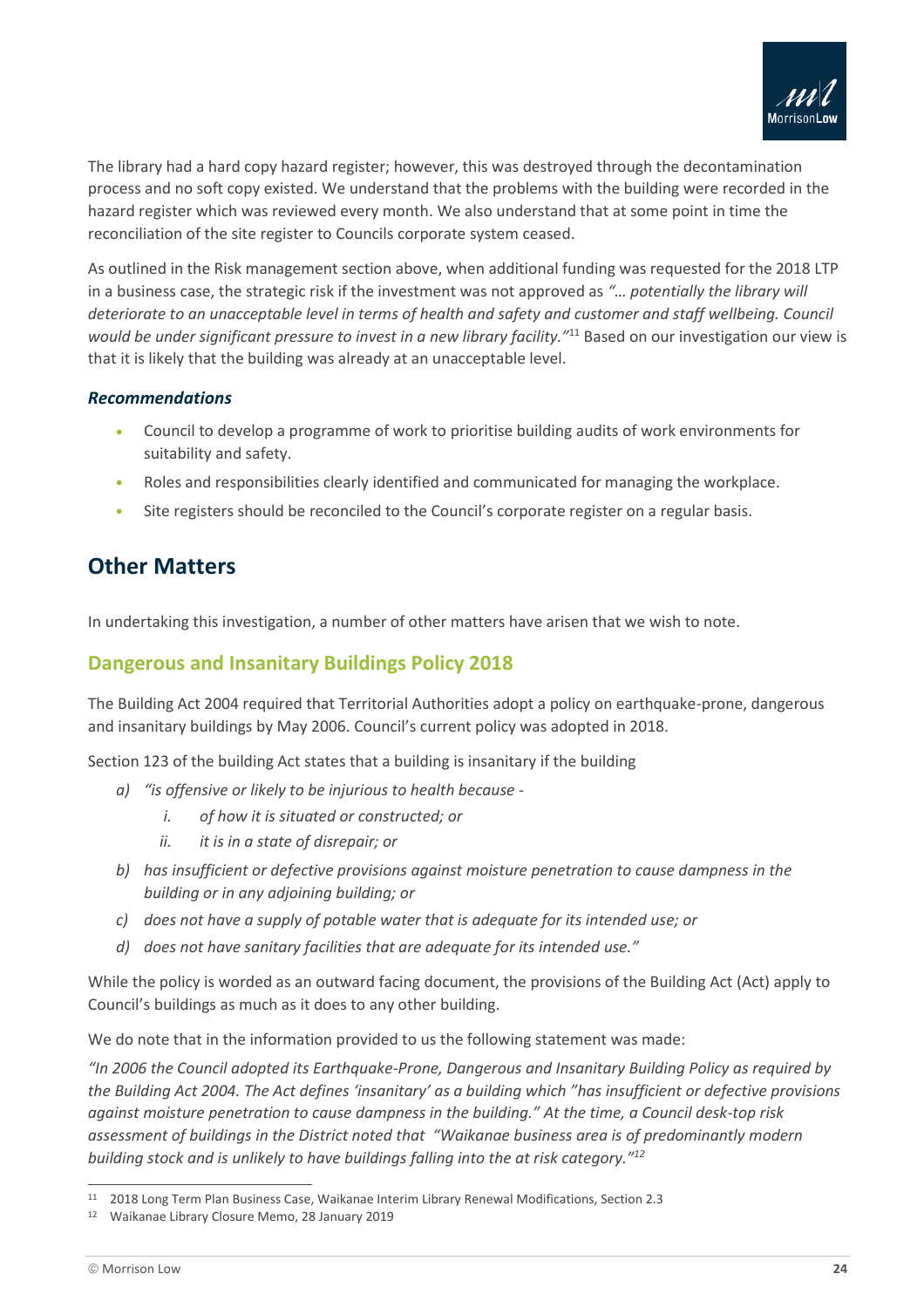The library had a hard copy hazard register; however, this was destroyed through the decontamination process and no soft copy existed. We understand that the problems with the building were recorded in the hazard register which was reviewed every month. We also understand that at some point in time the reconciliation of the site register to Councils corporate system ceased.

As outlined in the Risk management section above, when additional funding was requested for the 2018 LTP in a business case, the strategic risk if the investment was not approved as *"… potentially the library will deteriorate to an unacceptable level in terms of health and safety and customer and staff wellbeing. Council would be under significant pressure to invest in a new library facility."*[11] Based on our investigation our view is that it is likely that the building was already at an unacceptable level.

### *Recommendations*

- Council to develop a programme of work to prioritise building audits of work environments for suitability and safety.
- Roles and responsibilities clearly identified and communicated for managing the workplace.
- Site registers should be reconciled to the Council's corporate register on a regular basis.

# Other Matters

In undertaking this investigation, a number of other matters have arisen that we wish to note.

## Dangerous and Insanitary Buildings Policy 2018

The Building Act 2004 required that Territorial Authorities adopt a policy on earthquake-prone, dangerous and insanitary buildings by May 2006. Council's current policy was adopted in 2018.

Section 123 of the building Act states that a building is insanitary if the building

a) *"is offensive or likely to be injurious to health because -*
   i. *of how it is situated or constructed; or*
   ii. *it is in a state of disrepair; or*
b) *has insufficient or defective provisions against moisture penetration to cause dampness in the building or in any adjoining building; or*
c) *does not have a supply of potable water that is adequate for its intended use; or*
d) *does not have sanitary facilities that are adequate for its intended use."*

While the policy is worded as an outward facing document, the provisions of the Building Act (Act) apply to Council's buildings as much as it does to any other building.

We do note that in the information provided to us the following statement was made:

*"In 2006 the Council adopted its Earthquake-Prone, Dangerous and Insanitary Building Policy as required by the Building Act 2004. The Act defines 'insanitary' as a building which "has insufficient or defective provisions against moisture penetration to cause dampness in the building." At the time, a Council desk-top risk assessment of buildings in the District noted that "Waikanae business area is of predominantly modern building stock and is unlikely to have buildings falling into the at risk category."*[12]

---

[11] 2018 Long Term Plan Business Case, Waikanae Interim Library Renewal Modifications, Section 2.3

[12] Waikanae Library Closure Memo, 28 January 2019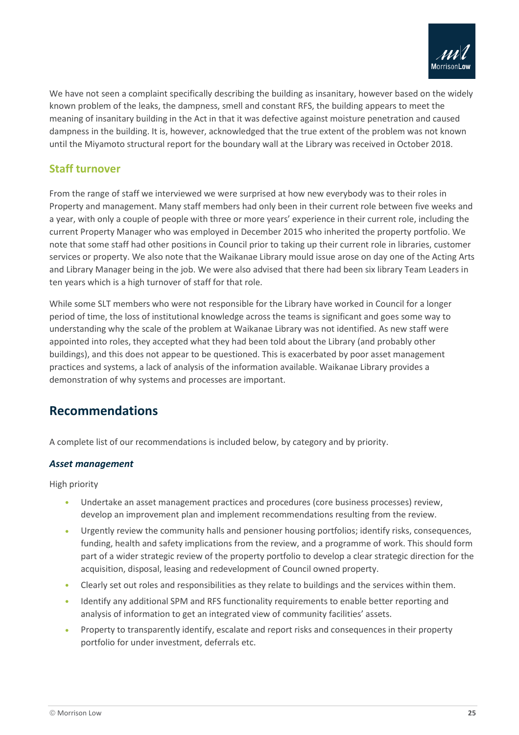We have not seen a complaint specifically describing the building as insanitary, however based on the widely known problem of the leaks, the dampness, smell and constant RFS, the building appears to meet the meaning of insanitary building in the Act in that it was defective against moisture penetration and caused dampness in the building. It is, however, acknowledged that the true extent of the problem was not known until the Miyamoto structural report for the boundary wall at the Library was received in October 2018.

### Staff turnover

From the range of staff we interviewed we were surprised at how new everybody was to their roles in Property and management. Many staff members had only been in their current role between five weeks and a year, with only a couple of people with three or more years' experience in their current role, including the current Property Manager who was employed in December 2015 who inherited the property portfolio. We note that some staff had other positions in Council prior to taking up their current role in libraries, customer services or property. We also note that the Waikanae Library mould issue arose on day one of the Acting Arts and Library Manager being in the job. We were also advised that there had been six library Team Leaders in ten years which is a high turnover of staff for that role.

While some SLT members who were not responsible for the Library have worked in Council for a longer period of time, the loss of institutional knowledge across the teams is significant and goes some way to understanding why the scale of the problem at Waikanae Library was not identified. As new staff were appointed into roles, they accepted what they had been told about the Library (and probably other buildings), and this does not appear to be questioned. This is exacerbated by poor asset management practices and systems, a lack of analysis of the information available. Waikanae Library provides a demonstration of why systems and processes are important.

## Recommendations

A complete list of our recommendations is included below, by category and by priority.

#### *Asset management*

High priority

- Undertake an asset management practices and procedures (core business processes) review, develop an improvement plan and implement recommendations resulting from the review.
- Urgently review the community halls and pensioner housing portfolios; identify risks, consequences, funding, health and safety implications from the review, and a programme of work. This should form part of a wider strategic review of the property portfolio to develop a clear strategic direction for the acquisition, disposal, leasing and redevelopment of Council owned property.
- Clearly set out roles and responsibilities as they relate to buildings and the services within them.
- Identify any additional SPM and RFS functionality requirements to enable better reporting and analysis of information to get an integrated view of community facilities' assets.
- Property to transparently identify, escalate and report risks and consequences in their property portfolio for under investment, deferrals etc.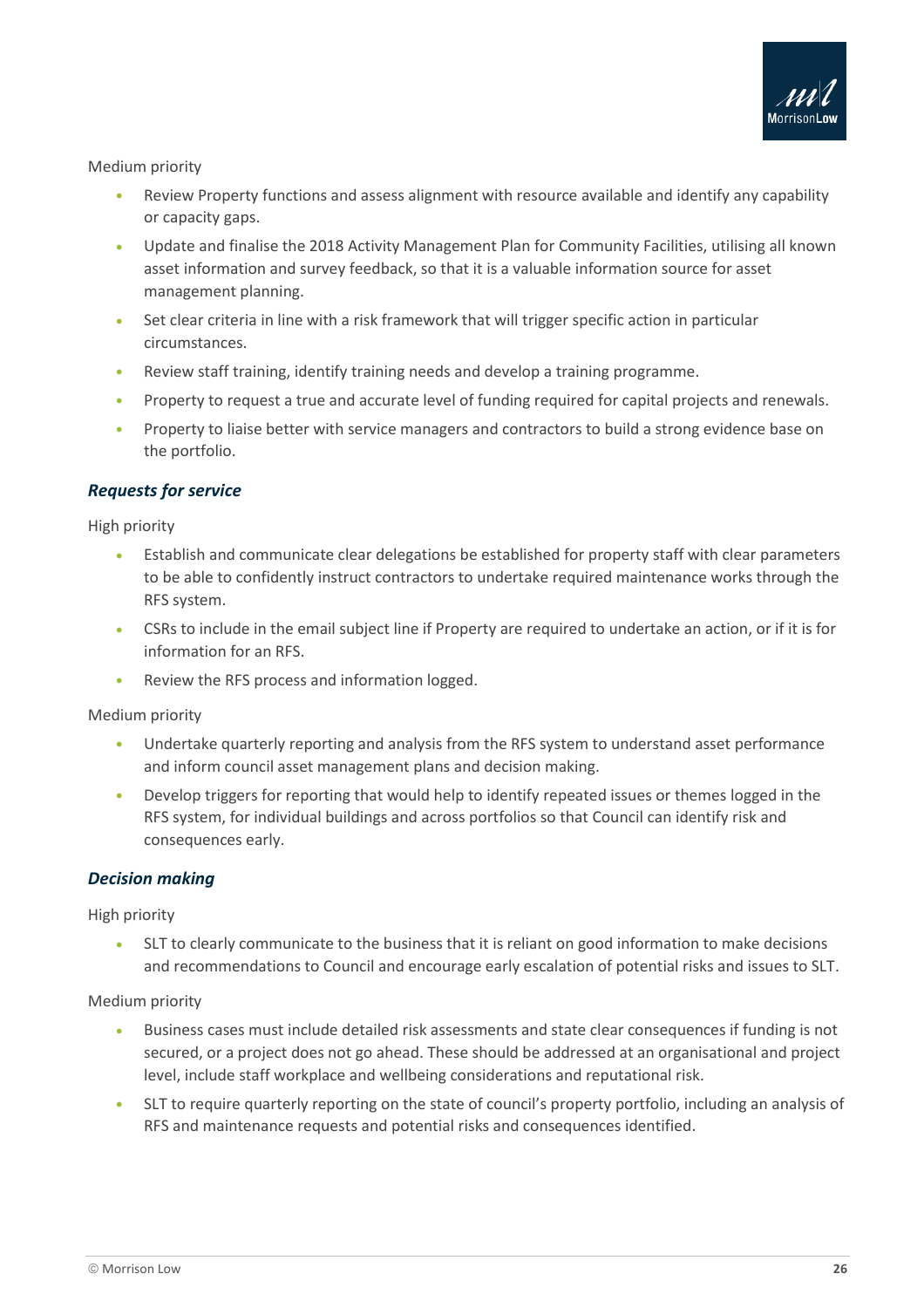Medium priority

- Review Property functions and assess alignment with resource available and identify any capability or capacity gaps.
- Update and finalise the 2018 Activity Management Plan for Community Facilities, utilising all known asset information and survey feedback, so that it is a valuable information source for asset management planning.
- Set clear criteria in line with a risk framework that will trigger specific action in particular circumstances.
- Review staff training, identify training needs and develop a training programme.
- Property to request a true and accurate level of funding required for capital projects and renewals.
- Property to liaise better with service managers and contractors to build a strong evidence base on the portfolio.

### *Requests for service*

High priority

- Establish and communicate clear delegations be established for property staff with clear parameters to be able to confidently instruct contractors to undertake required maintenance works through the RFS system.
- CSRs to include in the email subject line if Property are required to undertake an action, or if it is for information for an RFS.
- Review the RFS process and information logged.

Medium priority

- Undertake quarterly reporting and analysis from the RFS system to understand asset performance and inform council asset management plans and decision making.
- Develop triggers for reporting that would help to identify repeated issues or themes logged in the RFS system, for individual buildings and across portfolios so that Council can identify risk and consequences early.

### *Decision making*

High priority

- SLT to clearly communicate to the business that it is reliant on good information to make decisions and recommendations to Council and encourage early escalation of potential risks and issues to SLT.

Medium priority

- Business cases must include detailed risk assessments and state clear consequences if funding is not secured, or a project does not go ahead. These should be addressed at an organisational and project level, include staff workplace and wellbeing considerations and reputational risk.
- SLT to require quarterly reporting on the state of council's property portfolio, including an analysis of RFS and maintenance requests and potential risks and consequences identified.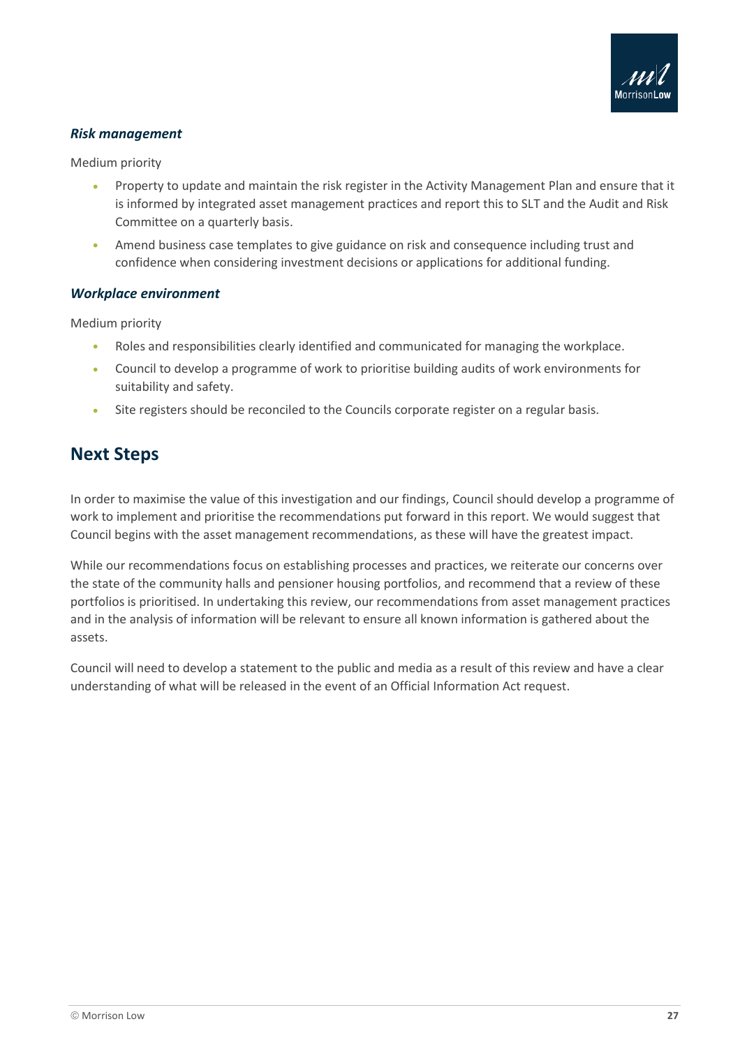### *Risk management*

Medium priority

- Property to update and maintain the risk register in the Activity Management Plan and ensure that it is informed by integrated asset management practices and report this to SLT and the Audit and Risk Committee on a quarterly basis.
- Amend business case templates to give guidance on risk and consequence including trust and confidence when considering investment decisions or applications for additional funding.

### *Workplace environment*

Medium priority

- Roles and responsibilities clearly identified and communicated for managing the workplace.
- Council to develop a programme of work to prioritise building audits of work environments for suitability and safety.
- Site registers should be reconciled to the Councils corporate register on a regular basis.

## Next Steps

In order to maximise the value of this investigation and our findings, Council should develop a programme of work to implement and prioritise the recommendations put forward in this report. We would suggest that Council begins with the asset management recommendations, as these will have the greatest impact.

While our recommendations focus on establishing processes and practices, we reiterate our concerns over the state of the community halls and pensioner housing portfolios, and recommend that a review of these portfolios is prioritised. In undertaking this review, our recommendations from asset management practices and in the analysis of information will be relevant to ensure all known information is gathered about the assets.

Council will need to develop a statement to the public and media as a result of this review and have a clear understanding of what will be released in the event of an Official Information Act request.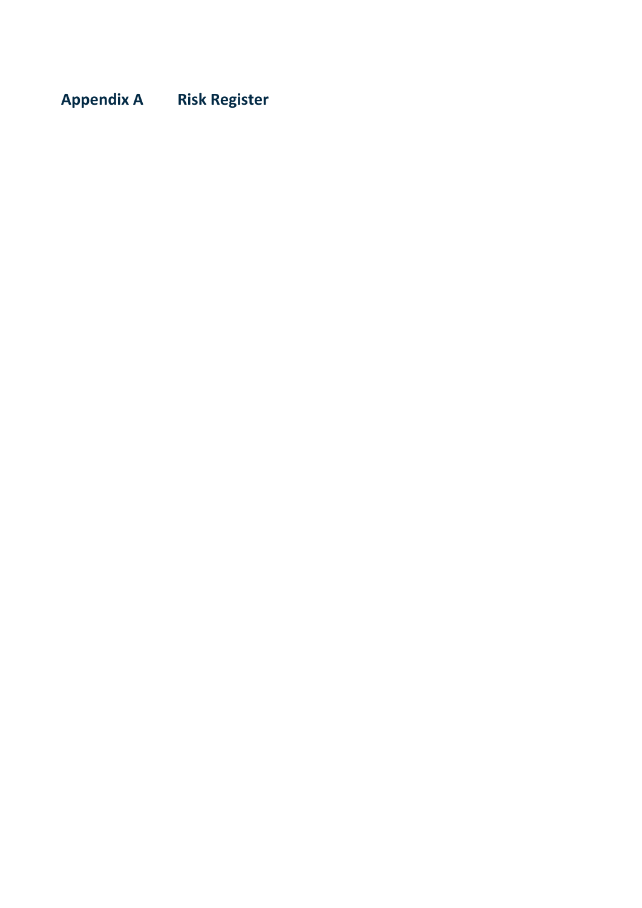# Appendix A Risk Register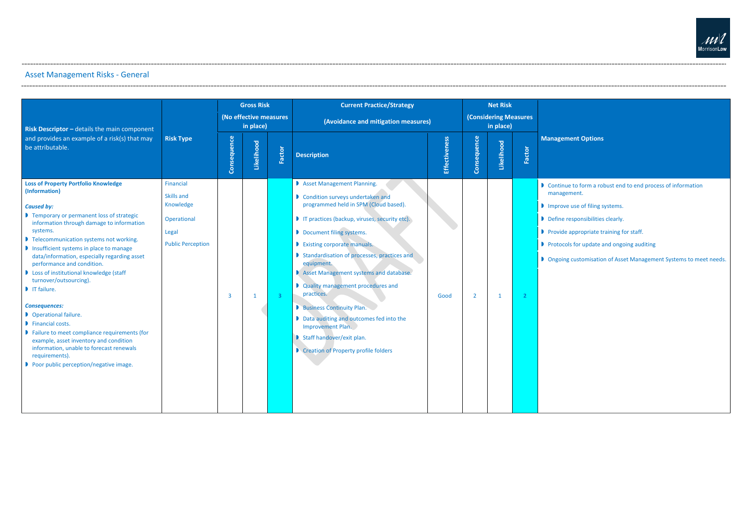## Asset Management Risks - General

| Risk Descriptor – details the main component and provides an example of a risk(s) that may be attributable. | Risk Type | Gross Risk (No effective measures in place) | | | Current Practice/Strategy (Avoidance and mitigation measures) | | Net Risk (Considering Measures in place) | | | Management Options |
|---|---|---|---|---|---|---|---|---|---|---|
| | | Consequence | Likelihood | Factor | Description | Effectiveness | Consequence | Likelihood | Factor | |
| **Loss of Property Portfolio Knowledge (Information)**<br><br>***Caused by:***<br>• Temporary or permanent loss of strategic information through damage to information systems.<br>• Telecommunication systems not working.<br>• Insufficient systems in place to manage data/information, especially regarding asset performance and condition.<br>• Loss of institutional knowledge (staff turnover/outsourcing).<br>• IT failure.<br><br>***Consequences:***<br>• Operational failure.<br>• Financial costs.<br>• Failure to meet compliance requirements (for example, asset inventory and condition information, unable to forecast renewals requirements).<br>• Poor public perception/negative image. | Financial<br>Skills and Knowledge<br>Operational<br>Legal<br>Public Perception | 3 | 1 | 3 | • Asset Management Planning.<br>• Condition surveys undertaken and programmed held in SPM (Cloud based).<br>• IT practices (backup, viruses, security etc).<br>• Document filing systems.<br>• Existing corporate manuals.<br>• Standardisation of processes, practices and equipment.<br>• Asset Management systems and database.<br>• Quality management procedures and practices.<br>• Business Continuity Plan.<br>• Data auditing and outcomes fed into the Improvement Plan.<br>• Staff handover/exit plan.<br>• Creation of Property profile folders | Good | 2 | 1 | 2 | • Continue to form a robust end to end process of information management.<br>• Improve use of filing systems.<br>• Define responsibilities clearly.<br>• Provide appropriate training for staff.<br>• Protocols for update and ongoing auditing<br>• Ongoing customisation of Asset Management Systems to meet needs. |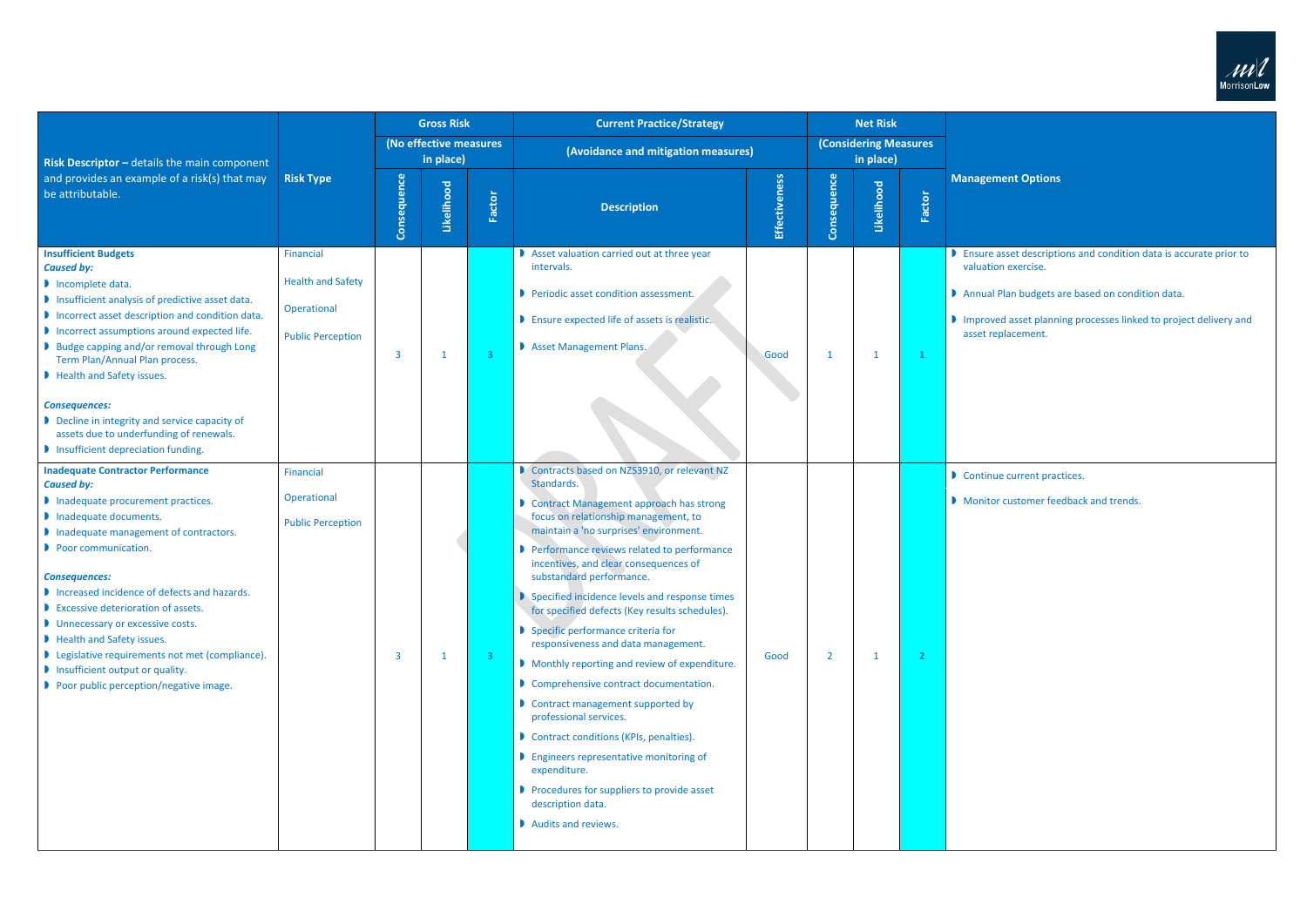| Risk Descriptor – details the main component and provides an example of a risk(s) that may be attributable. | Risk Type | Gross Risk (No effective measures in place) | | | Current Practice/Strategy (Avoidance and mitigation measures) | | Net Risk (Considering Measures in place) | | | Management Options |
|---|---|---|---|---|---|---|---|---|---|---|
| | | Consequence | Likelihood | Factor | Description | Effectiveness | Consequence | Likelihood | Factor | |
| **Insufficient Budgets**<br>***Caused by:***<br>• Incomplete data.<br>• Insufficient analysis of predictive asset data.<br>• Incorrect asset description and condition data.<br>• Incorrect assumptions around expected life.<br>• Budge capping and/or removal through Long Term Plan/Annual Plan process.<br>• Health and Safety issues.<br><br>***Consequences:***<br>• Decline in integrity and service capacity of assets due to underfunding of renewals.<br>• Insufficient depreciation funding. | Financial<br><br>Health and Safety<br><br>Operational<br><br>Public Perception | 3 | 1 | 3 | • Asset valuation carried out at three year intervals.<br>• Periodic asset condition assessment.<br>• Ensure expected life of assets is realistic.<br>• Asset Management Plans. | Good | 1 | 1 | 1 | • Ensure asset descriptions and condition data is accurate prior to valuation exercise.<br>• Annual Plan budgets are based on condition data.<br>• Improved asset planning processes linked to project delivery and asset replacement. |
| **Inadequate Contractor Performance**<br>***Caused by:***<br>• Inadequate procurement practices.<br>• Inadequate documents.<br>• Inadequate management of contractors.<br>• Poor communication.<br><br>***Consequences:***<br>• Increased incidence of defects and hazards.<br>• Excessive deterioration of assets.<br>• Unnecessary or excessive costs.<br>• Health and Safety issues.<br>• Legislative requirements not met (compliance).<br>• Insufficient output or quality.<br>• Poor public perception/negative image. | Financial<br><br>Operational<br><br>Public Perception | 3 | 1 | 3 | • Contracts based on NZS3910, or relevant NZ Standards.<br>• Contract Management approach has strong focus on relationship management, to maintain a 'no surprises' environment.<br>• Performance reviews related to performance incentives, and clear consequences of substandard performance.<br>• Specified incidence levels and response times for specified defects (Key results schedules).<br>• Specific performance criteria for responsiveness and data management.<br>• Monthly reporting and review of expenditure.<br>• Comprehensive contract documentation.<br>• Contract management supported by professional services.<br>• Contract conditions (KPIs, penalties).<br>• Engineers representative monitoring of expenditure.<br>• Procedures for suppliers to provide asset description data.<br>• Audits and reviews. | Good | 2 | 1 | 2 | • Continue current practices.<br>• Monitor customer feedback and trends. |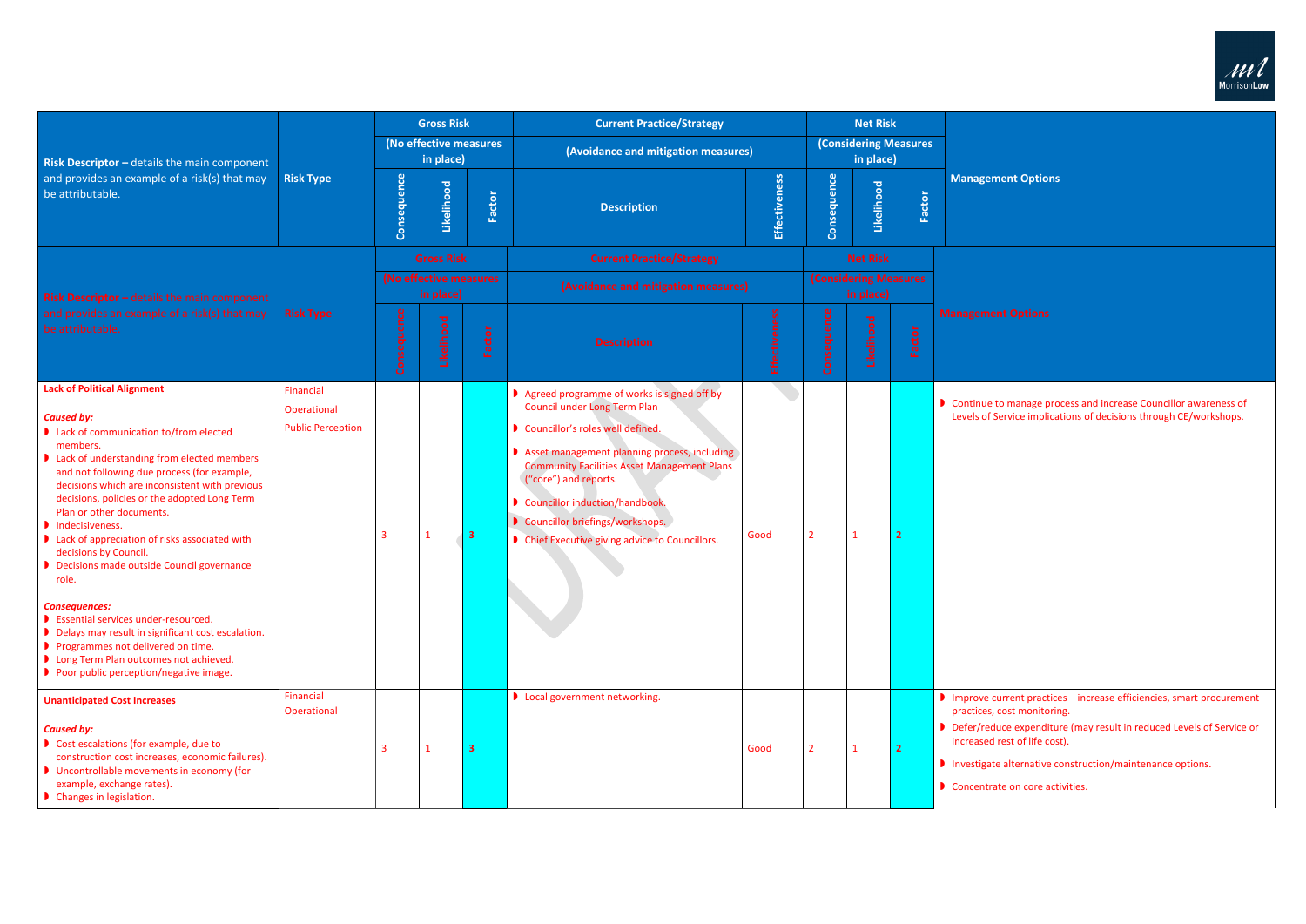| Risk Descriptor – details the main component and provides an example of a risk(s) that may be attributable. | Risk Type | Gross Risk (No effective measures in place) | | | Current Practice/Strategy (Avoidance and mitigation measures) | | Net Risk (Considering Measures in place) | | | Management Options |
|---|---|---|---|---|---|---|---|---|---|---|
| | | Consequence | Likelihood | Factor | Description | Effectiveness | Consequence | Likelihood | Factor | |
| **Lack of Political Alignment**<br><br>***Caused by:***<br>- Lack of communication to/from elected members.<br>- Lack of understanding from elected members and not following due process (for example, decisions which are inconsistent with previous decisions, policies or the adopted Long Term Plan or other documents.<br>- Indecisiveness.<br>- Lack of appreciation of risks associated with decisions by Council.<br>- Decisions made outside Council governance role.<br><br>***Consequences:***<br>- Essential services under-resourced.<br>- Delays may result in significant cost escalation.<br>- Programmes not delivered on time.<br>- Long Term Plan outcomes not achieved.<br>- Poor public perception/negative image. | Financial<br>Operational<br>Public Perception | 3 | 1 | 3 | - Agreed programme of works is signed off by Council under Long Term Plan<br>- Councillor's roles well defined.<br>- Asset management planning process, including Community Facilities Asset Management Plans ("core") and reports.<br>- Councillor induction/handbook.<br>- Councillor briefings/workshops.<br>- Chief Executive giving advice to Councillors. | Good | 2 | 1 | 2 | - Continue to manage process and increase Councillor awareness of Levels of Service implications of decisions through CE/workshops. |
| **Unanticipated Cost Increases**<br><br>***Caused by:***<br>- Cost escalations (for example, due to construction cost increases, economic failures).<br>- Uncontrollable movements in economy (for example, exchange rates).<br>- Changes in legislation. | Financial<br>Operational | 3 | 1 | 3 | - Local government networking. | Good | 2 | 1 | 2 | - Improve current practices – increase efficiencies, smart procurement practices, cost monitoring.<br>- Defer/reduce expenditure (may result in reduced Levels of Service or increased rest of life cost).<br>- Investigate alternative construction/maintenance options.<br>- Concentrate on core activities. |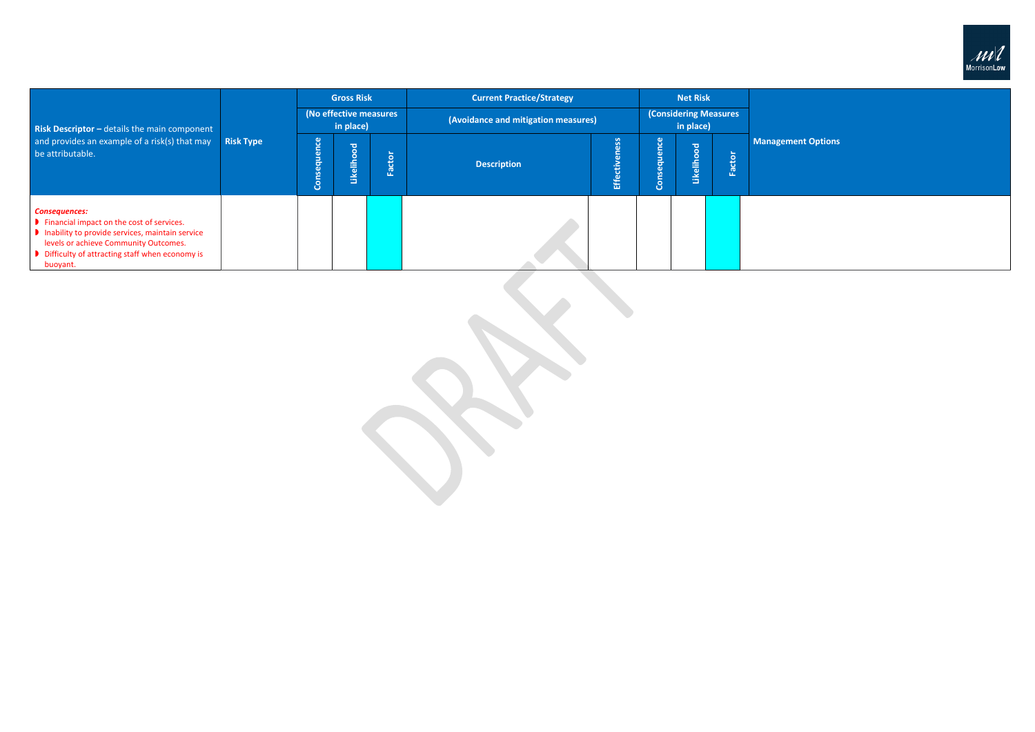| Risk Descriptor – details the main component and provides an example of a risk(s) that may be attributable. | Risk Type | Gross Risk (No effective measures in place) | | | Current Practice/Strategy (Avoidance and mitigation measures) | | Net Risk (Considering Measures in place) | | | Management Options |
|---|---|---|---|---|---|---|---|---|---|---|
| | | Consequence | Likelihood | Factor | Description | Effectiveness | Consequence | Likelihood | Factor | |
| ***Consequences:***<br>◗ Financial impact on the cost of services.<br>◗ Inability to provide services, maintain service levels or achieve Community Outcomes.<br>◗ Difficulty of attracting staff when economy is buoyant. | | | | | | | | | | |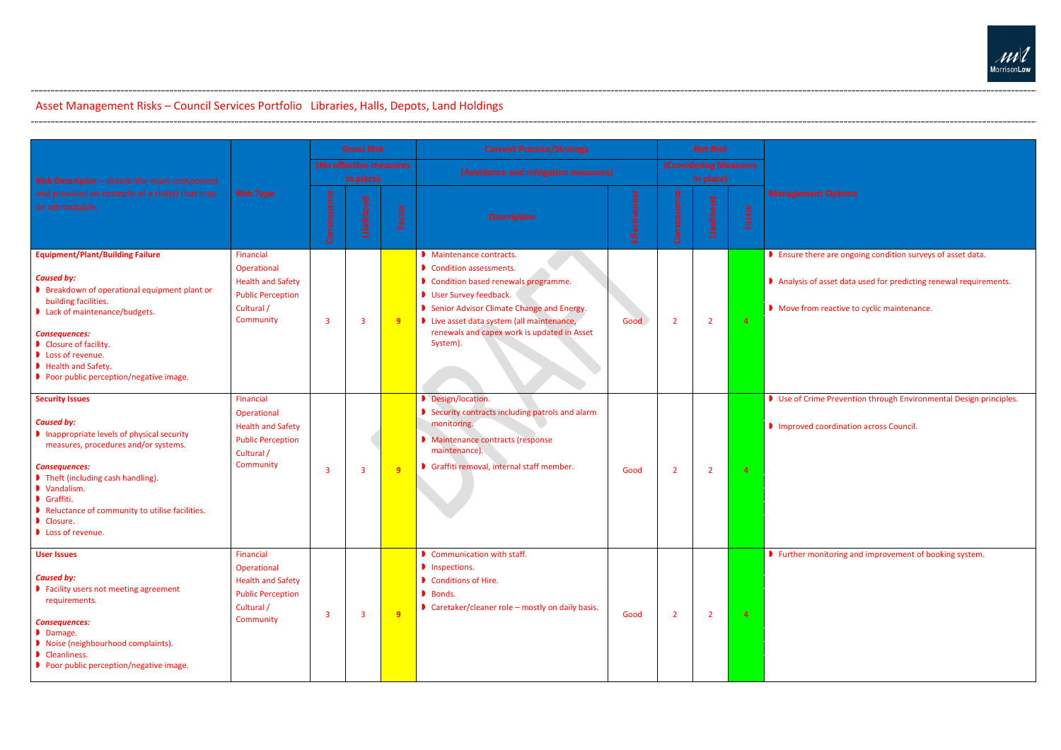## Asset Management Risks – Council Services Portfolio Libraries, Halls, Depots, Land Holdings

| Risk Descriptor – details the main component and provides an example of a risk(s) that may be attributable. | Risk Type | Gross Risk (No effective measures in place) | | | Current Practice/Strategy (Avoidance and mitigation measures) | | Net Risk (Considering Measures in place) | | | Management Options |
|---|---|---|---|---|---|---|---|---|---|---|
| | | Consequence | Likelihood | Factor | Description | Effectiveness | Consequence | Likelihood | Factor | |
| **Equipment/Plant/Building Failure**<br><br>***Caused by:***<br>• Breakdown of operational equipment plant or building facilities.<br>• Lack of maintenance/budgets.<br><br>***Consequences:***<br>• Closure of facility.<br>• Loss of revenue.<br>• Health and Safety.<br>• Poor public perception/negative image. | Financial<br>Operational<br>Health and Safety<br>Public Perception<br>Cultural / Community | 3 | 3 | 9 | • Maintenance contracts.<br>• Condition assessments.<br>• Condition based renewals programme.<br>• User Survey feedback.<br>• Senior Advisor Climate Change and Energy.<br>• Live asset data system (all maintenance, renewals and capex work is updated in Asset System). | Good | 2 | 2 | 4 | • Ensure there are ongoing condition surveys of asset data.<br>• Analysis of asset data used for predicting renewal requirements.<br>• Move from reactive to cyclic maintenance. |
| **Security Issues**<br><br>***Caused by:***<br>• Inappropriate levels of physical security measures, procedures and/or systems.<br><br>***Consequences:***<br>• Theft (including cash handling).<br>• Vandalism.<br>• Graffiti.<br>• Reluctance of community to utilise facilities.<br>• Closure.<br>• Loss of revenue. | Financial<br>Operational<br>Health and Safety<br>Public Perception<br>Cultural / Community | 3 | 3 | 9 | • Design/location.<br>• Security contracts including patrols and alarm monitoring.<br>• Maintenance contracts (response maintenance).<br>• Graffiti removal, internal staff member. | Good | 2 | 2 | 4 | • Use of Crime Prevention through Environmental Design principles.<br>• Improved coordination across Council. |
| **User Issues**<br><br>***Caused by:***<br>• Facility users not meeting agreement requirements.<br><br>***Consequences:***<br>• Damage.<br>• Noise (neighbourhood complaints).<br>• Cleanliness.<br>• Poor public perception/negative image. | Financial<br>Operational<br>Health and Safety<br>Public Perception<br>Cultural / Community | 3 | 3 | 9 | • Communication with staff.<br>• Inspections.<br>• Conditions of Hire.<br>• Bonds.<br>• Caretaker/cleaner role – mostly on daily basis. | Good | 2 | 2 | 4 | • Further monitoring and improvement of booking system. |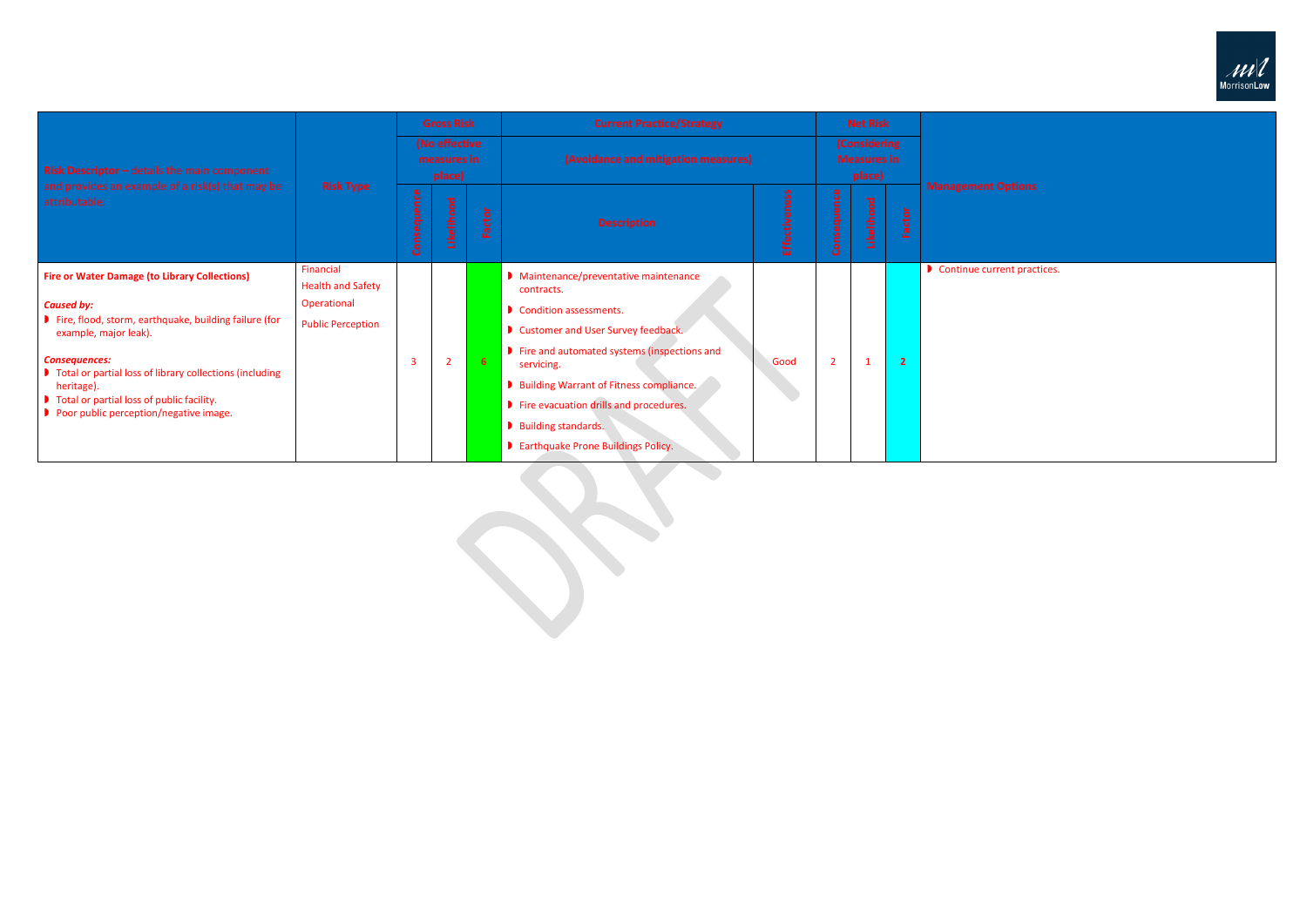| Risk Descriptor – details the main component and provides an example of a risk(s) that may be attributable | Risk Type | Gross Risk (No effective measures in place) | | | Current Practice/Strategy (Avoidance and mitigation measures) | | Net Risk (Considering Measures in place) | | | Management Options |
|---|---|---|---|---|---|---|---|---|---|---|
| | | Consequence | Likelihood | Factor | Description | Effectiveness | Consequence | Likelihood | Factor | |
| **Fire or Water Damage (to Library Collections)**<br><br>***Caused by:***<br>• Fire, flood, storm, earthquake, building failure (for example, major leak).<br><br>***Consequences:***<br>• Total or partial loss of library collections (including heritage).<br>• Total or partial loss of public facility.<br>• Poor public perception/negative image. | Financial<br>Health and Safety<br>Operational<br>Public Perception | 3 | 2 | 6 | • Maintenance/preventative maintenance contracts.<br>• Condition assessments.<br>• Customer and User Survey feedback.<br>• Fire and automated systems (inspections and servicing.<br>• Building Warrant of Fitness compliance.<br>• Fire evacuation drills and procedures.<br>• Building standards.<br>• Earthquake Prone Buildings Policy. | Good | 2 | 1 | 2 | • Continue current practices. |